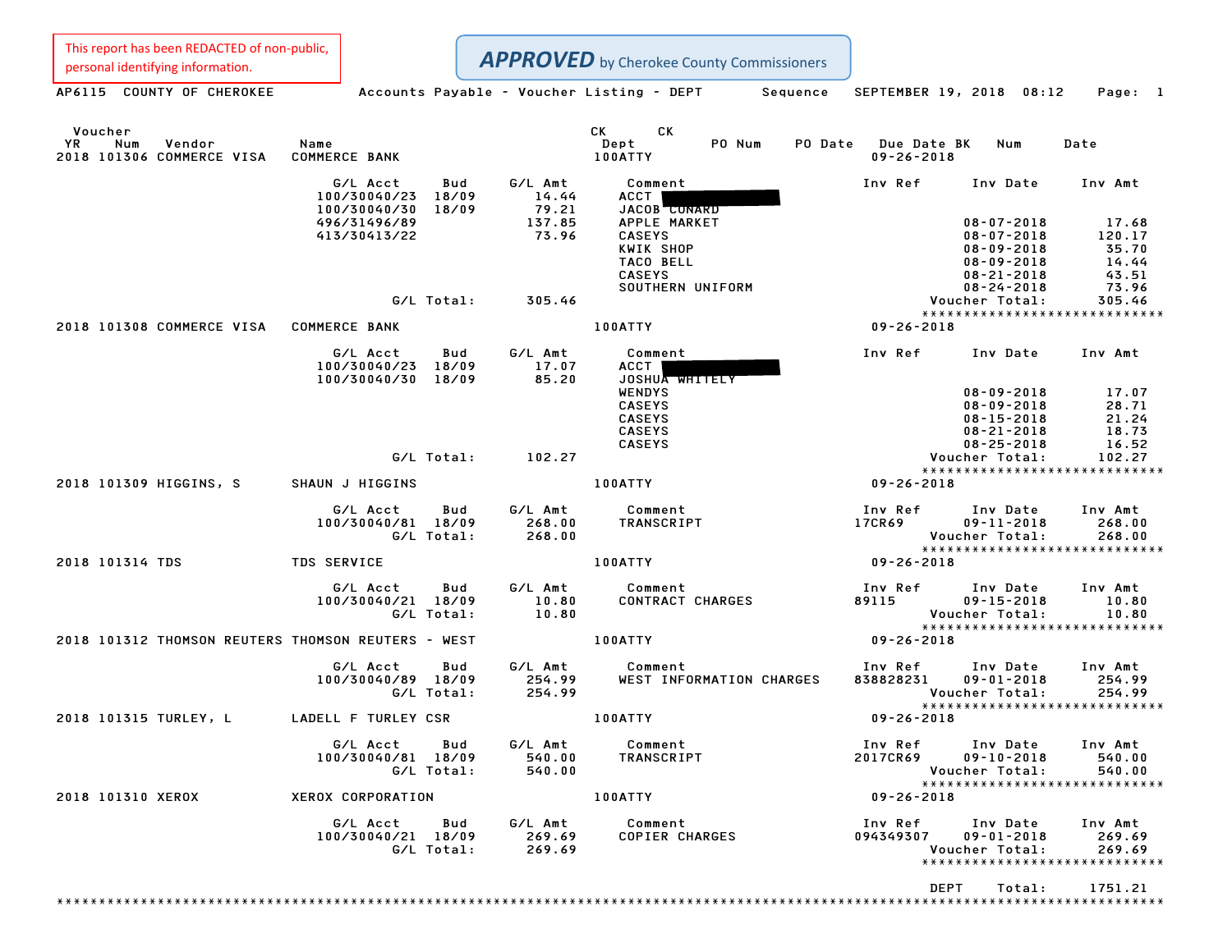This report has been REDACTED of non-public, personal identifying information.

**APPROVED** by Cherokee County Commissioners

AP6115 COUNTY OF CHEROKEE — Accounts Payable - Voucher Listing - DEPT Sequence — SEPTEMBER 19, 2018 08:12

| Voucher YR | Num | Vendor | Name | CK Dept | CK | PO Num | PO Date | Due Date | BK | Num | Date |
|---|---|---|---|---|---|---|---|---|---|---|---|
| 2018 | 101306 | COMMERCE VISA | COMMERCE BANK | 100ATTY | | | | 09-26-2018 | | | |

| G/L Acct | Bud | G/L Amt | Comment | Inv Ref | Inv Date | Inv Amt |
|---|---|---|---|---|---|---|
| 100/30040/23 | 18/09 | 14.44 | ACCT [REDACTED] | | | |
| 100/30040/30 | 18/09 | 79.21 | JACOB CONARD | | | |
| 496/31496/89 | | 137.85 | APPLE MARKET | | 08-07-2018 | 17.68 |
| 413/30413/22 | | 73.96 | CASEYS | | 08-07-2018 | 120.17 |
| | | | KWIK SHOP | | 08-09-2018 | 35.70 |
| | | | TACO BELL | | 08-09-2018 | 14.44 |
| | | | CASEYS | | 08-21-2018 | 43.51 |
| | | | SOUTHERN UNIFORM | | 08-24-2018 | 73.96 |
| | G/L Total: | 305.46 | | | Voucher Total: | 305.46 |

| Voucher YR | Num | Vendor | Name | CK Dept | Due Date |
|---|---|---|---|---|---|
| 2018 | 101308 | COMMERCE VISA | COMMERCE BANK | 100ATTY | 09-26-2018 |

| G/L Acct | Bud | G/L Amt | Comment | Inv Ref | Inv Date | Inv Amt |
|---|---|---|---|---|---|---|
| 100/30040/23 | 18/09 | 17.07 | ACCT [REDACTED] | | | |
| 100/30040/30 | 18/09 | 85.20 | JOSHUA WHITELY | | | |
| | | | WENDYS | | 08-09-2018 | 17.07 |
| | | | CASEYS | | 08-09-2018 | 28.71 |
| | | | CASEYS | | 08-15-2018 | 21.24 |
| | | | CASEYS | | 08-21-2018 | 18.73 |
| | | | CASEYS | | 08-25-2018 | 16.52 |
| | G/L Total: | 102.27 | | | Voucher Total: | 102.27 |

| Voucher YR | Num | Vendor | Name | CK Dept | Due Date |
|---|---|---|---|---|---|
| 2018 | 101309 | HIGGINS, S | SHAUN J HIGGINS | 100ATTY | 09-26-2018 |

| G/L Acct | Bud | G/L Amt | Comment | Inv Ref | Inv Date | Inv Amt |
|---|---|---|---|---|---|---|
| 100/30040/81 | 18/09 | 268.00 | TRANSCRIPT | 17CR69 | 09-11-2018 | 268.00 |
| | G/L Total: | 268.00 | | | Voucher Total: | 268.00 |

| Voucher YR | Num | Vendor | Name | CK Dept | Due Date |
|---|---|---|---|---|---|
| 2018 | 101314 | TDS | TDS SERVICE | 100ATTY | 09-26-2018 |

| G/L Acct | Bud | G/L Amt | Comment | Inv Ref | Inv Date | Inv Amt |
|---|---|---|---|---|---|---|
| 100/30040/21 | 18/09 | 10.80 | CONTRACT CHARGES | 89115 | 09-15-2018 | 10.80 |
| | G/L Total: | 10.80 | | | Voucher Total: | 10.80 |

| Voucher YR | Num | Vendor | Name | CK Dept | Due Date |
|---|---|---|---|---|---|
| 2018 | 101312 | THOMSON REUTERS | THOMSON REUTERS - WEST | 100ATTY | 09-26-2018 |

| G/L Acct | Bud | G/L Amt | Comment | Inv Ref | Inv Date | Inv Amt |
|---|---|---|---|---|---|---|
| 100/30040/89 | 18/09 | 254.99 | WEST INFORMATION CHARGES | 838828231 | 09-01-2018 | 254.99 |
| | G/L Total: | 254.99 | | | Voucher Total: | 254.99 |

| Voucher YR | Num | Vendor | Name | CK Dept | Due Date |
|---|---|---|---|---|---|
| 2018 | 101315 | TURLEY, L | LADELL F TURLEY CSR | 100ATTY | 09-26-2018 |

| G/L Acct | Bud | G/L Amt | Comment | Inv Ref | Inv Date | Inv Amt |
|---|---|---|---|---|---|---|
| 100/30040/81 | 18/09 | 540.00 | TRANSCRIPT | 2017CR69 | 09-10-2018 | 540.00 |
| | G/L Total: | 540.00 | | | Voucher Total: | 540.00 |

| Voucher YR | Num | Vendor | Name | CK Dept | Due Date |
|---|---|---|---|---|---|
| 2018 | 101310 | XEROX | XEROX CORPORATION | 100ATTY | 09-26-2018 |

| G/L Acct | Bud | G/L Amt | Comment | Inv Ref | Inv Date | Inv Amt |
|---|---|---|---|---|---|---|
| 100/30040/21 | 18/09 | 269.69 | COPIER CHARGES | 094349307 | 09-01-2018 | 269.69 |
| | G/L Total: | 269.69 | | | Voucher Total: | 269.69 |

DEPT Total: 1751.21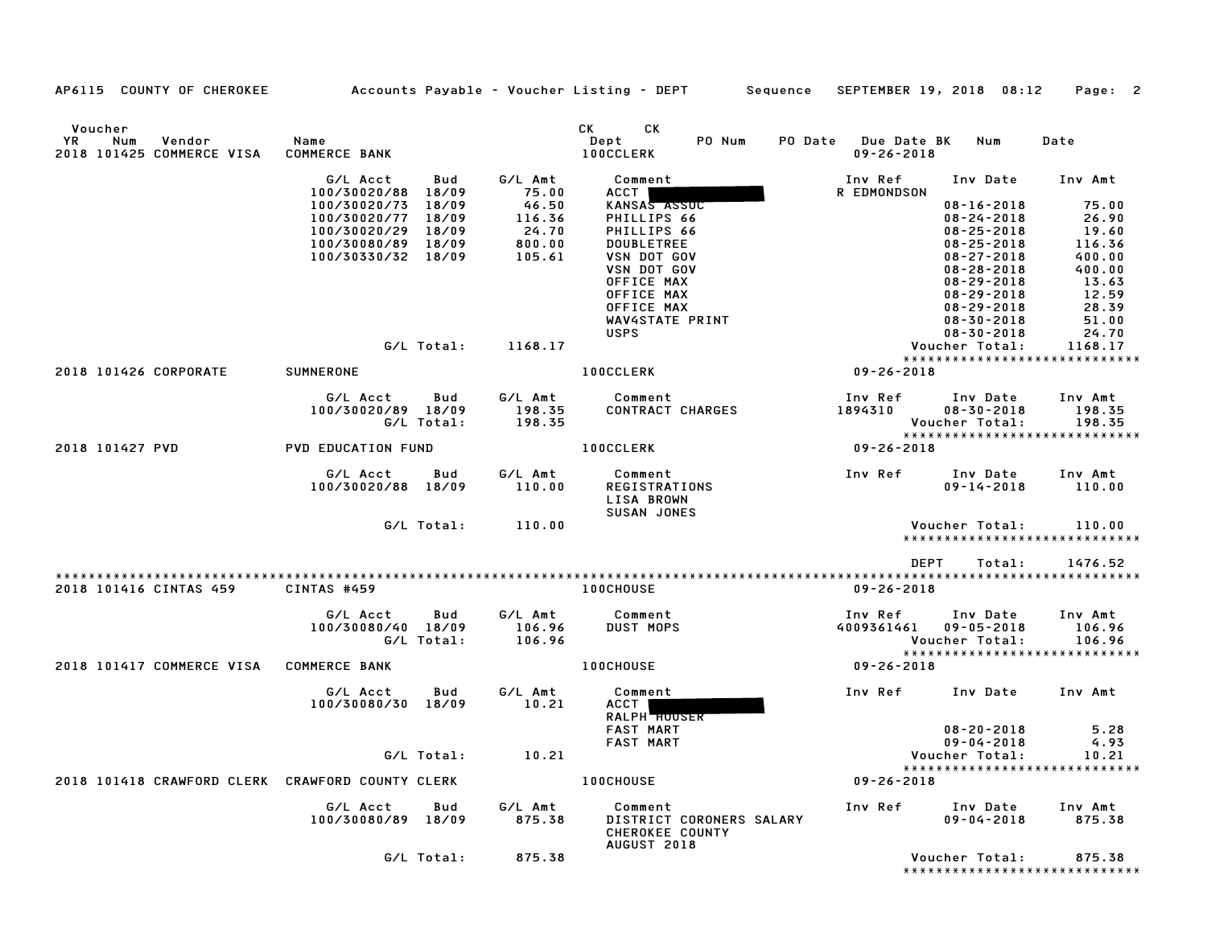AP6115 COUNTY OF CHEROKEE — Accounts Payable - Voucher Listing - DEPT — Sequence — SEPTEMBER 19, 2018 08:12

| Voucher YR | Num | Vendor | Name | CK Dept | CK PO Num | PO Date | Due Date BK | Num | Date |
|---|---|---|---|---|---|---|---|---|---|
| 2018 | 101425 | COMMERCE VISA | COMMERCE BANK | 100CCLERK | | | 09-26-2018 | | |

| G/L Acct | Bud | G/L Amt | Comment | Inv Ref | Inv Date | Inv Amt |
|---|---|---|---|---|---|---|
| 100/30020/88 | 18/09 | 75.00 | ACCT [REDACTED] | R EDMONDSON | | |
| 100/30020/73 | 18/09 | 46.50 | KANSAS ASSOC | | 08-16-2018 | 75.00 |
| 100/30020/77 | 18/09 | 116.36 | PHILLIPS 66 | | 08-24-2018 | 26.90 |
| 100/30020/29 | 18/09 | 24.70 | PHILLIPS 66 | | 08-25-2018 | 19.60 |
| 100/30080/89 | 18/09 | 800.00 | DOUBLETREE | | 08-25-2018 | 116.36 |
| 100/30330/32 | 18/09 | 105.61 | VSN DOT GOV | | 08-27-2018 | 400.00 |
| | | | VSN DOT GOV | | 08-28-2018 | 400.00 |
| | | | OFFICE MAX | | 08-29-2018 | 13.63 |
| | | | OFFICE MAX | | 08-29-2018 | 12.59 |
| | | | OFFICE MAX | | 08-29-2018 | 28.39 |
| | | | WAV4STATE PRINT | | 08-30-2018 | 51.00 |
| | | | USPS | | 08-30-2018 | 24.70 |
| | G/L Total: | 1168.17 | | | Voucher Total: | 1168.17 |

****************************

| Voucher YR | Num | Vendor | Name | CK Dept | Due Date |
|---|---|---|---|---|---|
| 2018 | 101426 | CORPORATE | SUMNERONE | 100CCLERK | 09-26-2018 |

| G/L Acct | Bud | G/L Amt | Comment | Inv Ref | Inv Date | Inv Amt |
|---|---|---|---|---|---|---|
| 100/30020/89 | 18/09 | 198.35 | CONTRACT CHARGES | 1894310 | 08-30-2018 | 198.35 |
| | G/L Total: | 198.35 | | | Voucher Total: | 198.35 |

****************************

| Voucher YR | Num | Vendor | Name | CK Dept | Due Date |
|---|---|---|---|---|---|
| 2018 | 101427 | PVD | PVD EDUCATION FUND | 100CCLERK | 09-26-2018 |

| G/L Acct | Bud | G/L Amt | Comment | Inv Ref | Inv Date | Inv Amt |
|---|---|---|---|---|---|---|
| 100/30020/88 | 18/09 | 110.00 | REGISTRATIONS | | 09-14-2018 | 110.00 |
| | | | LISA BROWN | | | |
| | | | SUSAN JONES | | | |
| | G/L Total: | 110.00 | | | Voucher Total: | 110.00 |

****************************

DEPT Total: 1476.52

****************************

| Voucher YR | Num | Vendor | Name | CK Dept | Due Date |
|---|---|---|---|---|---|
| 2018 | 101416 | CINTAS 459 | CINTAS #459 | 100CHOUSE | 09-26-2018 |

| G/L Acct | Bud | G/L Amt | Comment | Inv Ref | Inv Date | Inv Amt |
|---|---|---|---|---|---|---|
| 100/30080/40 | 18/09 | 106.96 | DUST MOPS | 4009361461 | 09-05-2018 | 106.96 |
| | G/L Total: | 106.96 | | | Voucher Total: | 106.96 |

****************************

| Voucher YR | Num | Vendor | Name | CK Dept | Due Date |
|---|---|---|---|---|---|
| 2018 | 101417 | COMMERCE VISA | COMMERCE BANK | 100CHOUSE | 09-26-2018 |

| G/L Acct | Bud | G/L Amt | Comment | Inv Ref | Inv Date | Inv Amt |
|---|---|---|---|---|---|---|
| 100/30080/30 | 18/09 | 10.21 | ACCT [REDACTED] | | | |
| | | | RALPH HOUSER | | | |
| | | | FAST MART | | 08-20-2018 | 5.28 |
| | | | FAST MART | | 09-04-2018 | 4.93 |
| | G/L Total: | 10.21 | | | Voucher Total: | 10.21 |

****************************

| Voucher YR | Num | Vendor | Name | CK Dept | Due Date |
|---|---|---|---|---|---|
| 2018 | 101418 | CRAWFORD CLERK | CRAWFORD COUNTY CLERK | 100CHOUSE | 09-26-2018 |

| G/L Acct | Bud | G/L Amt | Comment | Inv Ref | Inv Date | Inv Amt |
|---|---|---|---|---|---|---|
| 100/30080/89 | 18/09 | 875.38 | DISTRICT CORONERS SALARY | | 09-04-2018 | 875.38 |
| | | | CHEROKEE COUNTY | | | |
| | | | AUGUST 2018 | | | |
| | G/L Total: | 875.38 | | | Voucher Total: | 875.38 |

****************************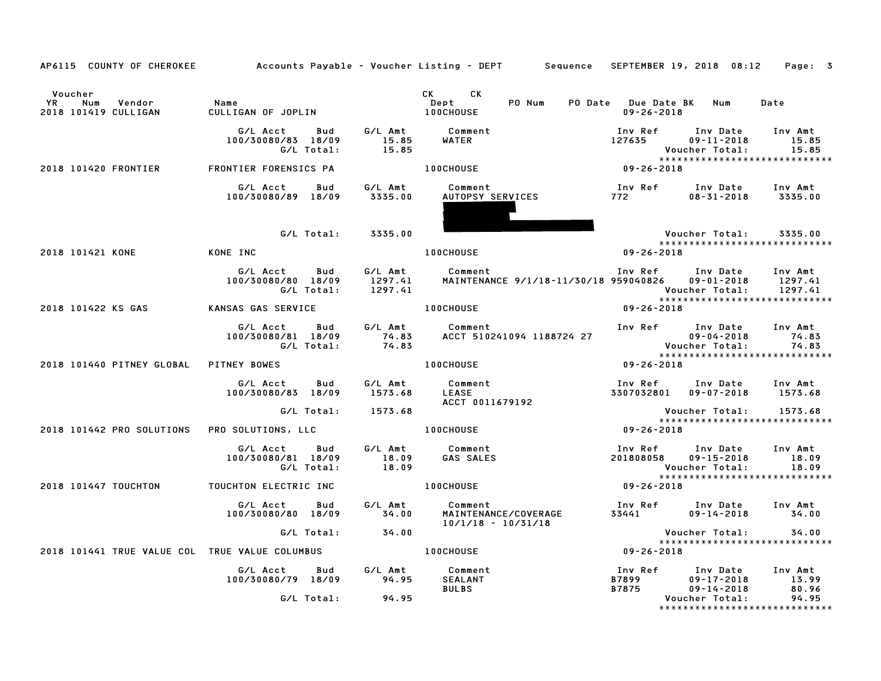AP6115 COUNTY OF CHEROKEE — Accounts Payable - Voucher Listing - DEPT — Sequence — SEPTEMBER 19, 2018 08:12

| Voucher YR | Num | Vendor | Name | CK Dept | CK | PO Num | PO Date | Due Date | BK | Num | Date |
|---|---|---|---|---|---|---|---|---|---|---|---|
| 2018 | 101419 | CULLIGAN | CULLIGAN OF JOPLIN | 100CHOUSE | | | | 09-26-2018 | | | |

| G/L Acct | Bud | G/L Amt | Comment | Inv Ref | Inv Date | Inv Amt |
|---|---|---|---|---|---|---|
| 100/30080/83 | 18/09 | 15.85 | WATER | 127635 | 09-11-2018 | 15.85 |
| | G/L Total: | 15.85 | | | Voucher Total: | 15.85 |

******************************

| Voucher YR | Num | Vendor | Name | CK Dept | Due Date |
|---|---|---|---|---|---|
| 2018 | 101420 | FRONTIER | FRONTIER FORENSICS PA | 100CHOUSE | 09-26-2018 |

| G/L Acct | Bud | G/L Amt | Comment | Inv Ref | Inv Date | Inv Amt |
|---|---|---|---|---|---|---|
| 100/30080/89 | 18/09 | 3335.00 | AUTOPSY SERVICES | 772 | 08-31-2018 | 3335.00 |
| | G/L Total: | 3335.00 | | | Voucher Total: | 3335.00 |

******************************

| Voucher YR | Num | Vendor | Name | CK Dept | Due Date |
|---|---|---|---|---|---|
| 2018 | 101421 | KONE | KONE INC | 100CHOUSE | 09-26-2018 |

| G/L Acct | Bud | G/L Amt | Comment | Inv Ref | Inv Date | Inv Amt |
|---|---|---|---|---|---|---|
| 100/30080/80 | 18/09 | 1297.41 | MAINTENANCE 9/1/18-11/30/18 | 959040826 | 09-01-2018 | 1297.41 |
| | G/L Total: | 1297.41 | | | Voucher Total: | 1297.41 |

******************************

| Voucher YR | Num | Vendor | Name | CK Dept | Due Date |
|---|---|---|---|---|---|
| 2018 | 101422 | KS GAS | KANSAS GAS SERVICE | 100CHOUSE | 09-26-2018 |

| G/L Acct | Bud | G/L Amt | Comment | Inv Ref | Inv Date | Inv Amt |
|---|---|---|---|---|---|---|
| 100/30080/81 | 18/09 | 74.83 | ACCT 510241094 1188724 27 | | 09-04-2018 | 74.83 |
| | G/L Total: | 74.83 | | | Voucher Total: | 74.83 |

******************************

| Voucher YR | Num | Vendor | Name | CK Dept | Due Date |
|---|---|---|---|---|---|
| 2018 | 101440 | PITNEY GLOBAL | PITNEY BOWES | 100CHOUSE | 09-26-2018 |

| G/L Acct | Bud | G/L Amt | Comment | Inv Ref | Inv Date | Inv Amt |
|---|---|---|---|---|---|---|
| 100/30080/83 | 18/09 | 1573.68 | LEASE<br>ACCT 0011679192 | 3307032801 | 09-07-2018 | 1573.68 |
| | G/L Total: | 1573.68 | | | Voucher Total: | 1573.68 |

******************************

| Voucher YR | Num | Vendor | Name | CK Dept | Due Date |
|---|---|---|---|---|---|
| 2018 | 101442 | PRO SOLUTIONS | PRO SOLUTIONS, LLC | 100CHOUSE | 09-26-2018 |

| G/L Acct | Bud | G/L Amt | Comment | Inv Ref | Inv Date | Inv Amt |
|---|---|---|---|---|---|---|
| 100/30080/81 | 18/09 | 18.09 | GAS SALES | 201808058 | 09-15-2018 | 18.09 |
| | G/L Total: | 18.09 | | | Voucher Total: | 18.09 |

******************************

| Voucher YR | Num | Vendor | Name | CK Dept | Due Date |
|---|---|---|---|---|---|
| 2018 | 101447 | TOUCHTON | TOUCHTON ELECTRIC INC | 100CHOUSE | 09-26-2018 |

| G/L Acct | Bud | G/L Amt | Comment | Inv Ref | Inv Date | Inv Amt |
|---|---|---|---|---|---|---|
| 100/30080/80 | 18/09 | 34.00 | MAINTENANCE/COVERAGE<br>10/1/18 - 10/31/18 | 33441 | 09-14-2018 | 34.00 |
| | G/L Total: | 34.00 | | | Voucher Total: | 34.00 |

******************************

| Voucher YR | Num | Vendor | Name | CK Dept | Due Date |
|---|---|---|---|---|---|
| 2018 | 101441 | TRUE VALUE COL | TRUE VALUE COLUMBUS | 100CHOUSE | 09-26-2018 |

| G/L Acct | Bud | G/L Amt | Comment | Inv Ref | Inv Date | Inv Amt |
|---|---|---|---|---|---|---|
| 100/30080/79 | 18/09 | 94.95 | SEALANT | B7899 | 09-17-2018 | 13.99 |
| | | | BULBS | B7875 | 09-14-2018 | 80.96 |
| | G/L Total: | 94.95 | | | Voucher Total: | 94.95 |

******************************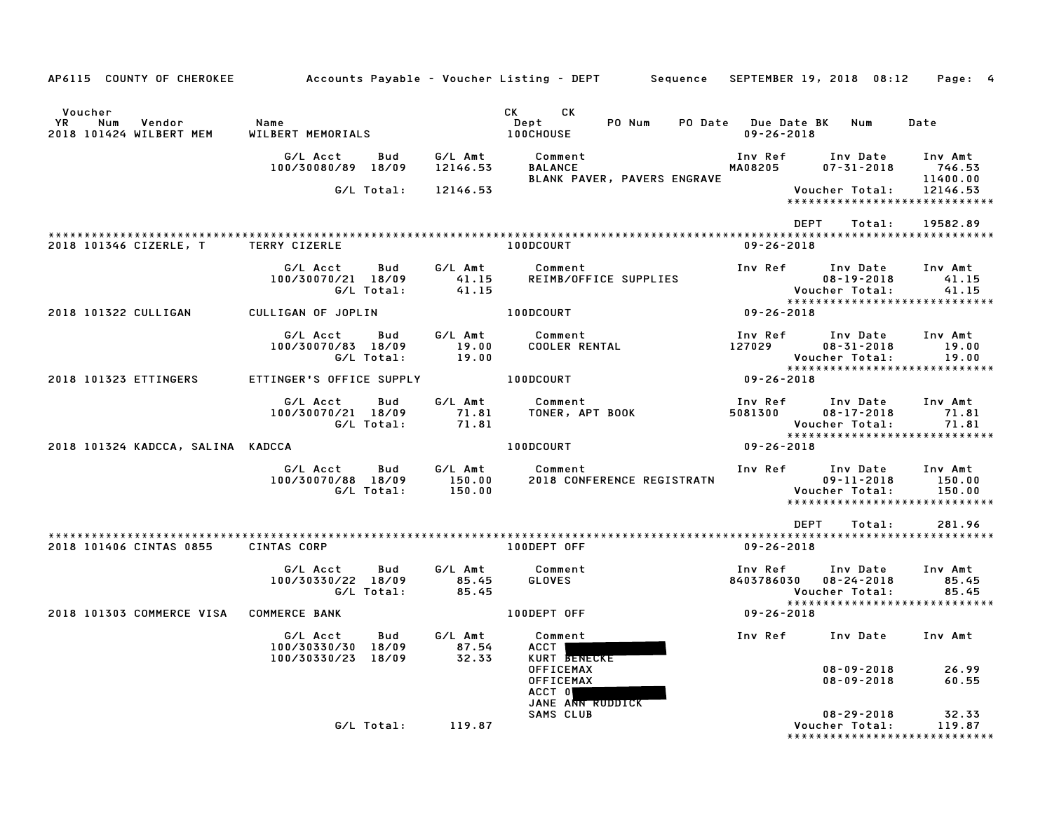AP6115 COUNTY OF CHEROKEE — Accounts Payable - Voucher Listing - DEPT — Sequence — SEPTEMBER 19, 2018 08:12

| Voucher YR | Num | Vendor | Name | CK Dept | CK | PO Num | PO Date | Due Date BK | Num | Date |
|---|---|---|---|---|---|---|---|---|---|---|
| 2018 | 101424 | WILBERT MEM | WILBERT MEMORIALS | 100CHOUSE | | | | 09-26-2018 | | |

| G/L Acct | Bud | G/L Amt | Comment | Inv Ref | Inv Date | Inv Amt |
|---|---|---|---|---|---|---|
| 100/30080/89 | 18/09 | 12146.53 | BALANCE | MA08205 | 07-31-2018 | 746.53 |
| | | | BLANK PAVER, PAVERS ENGRAVE | | | 11400.00 |
| | G/L Total: | 12146.53 | | | Voucher Total: | 12146.53 |

*****************************

DEPT Total: 19582.89

******************************************************************************************************

| Voucher YR | Num | Vendor | Name | CK Dept | Due Date |
|---|---|---|---|---|---|
| 2018 | 101346 | CIZERLE, T | TERRY CIZERLE | 100DCOURT | 09-26-2018 |

| G/L Acct | Bud | G/L Amt | Comment | Inv Ref | Inv Date | Inv Amt |
|---|---|---|---|---|---|---|
| 100/30070/21 | 18/09 | 41.15 | REIMB/OFFICE SUPPLIES | | 08-19-2018 | 41.15 |
| | G/L Total: | 41.15 | | | Voucher Total: | 41.15 |

*****************************

| Voucher YR | Num | Vendor | Name | CK Dept | Due Date |
|---|---|---|---|---|---|
| 2018 | 101322 | CULLIGAN | CULLIGAN OF JOPLIN | 100DCOURT | 09-26-2018 |

| G/L Acct | Bud | G/L Amt | Comment | Inv Ref | Inv Date | Inv Amt |
|---|---|---|---|---|---|---|
| 100/30070/83 | 18/09 | 19.00 | COOLER RENTAL | 127029 | 08-31-2018 | 19.00 |
| | G/L Total: | 19.00 | | | Voucher Total: | 19.00 |

*****************************

| Voucher YR | Num | Vendor | Name | CK Dept | Due Date |
|---|---|---|---|---|---|
| 2018 | 101323 | ETTINGERS | ETTINGER'S OFFICE SUPPLY | 100DCOURT | 09-26-2018 |

| G/L Acct | Bud | G/L Amt | Comment | Inv Ref | Inv Date | Inv Amt |
|---|---|---|---|---|---|---|
| 100/30070/21 | 18/09 | 71.81 | TONER, APT BOOK | 5081300 | 08-17-2018 | 71.81 |
| | G/L Total: | 71.81 | | | Voucher Total: | 71.81 |

*****************************

| Voucher YR | Num | Vendor | Name | CK Dept | Due Date |
|---|---|---|---|---|---|
| 2018 | 101324 | KADCCA, SALINA | KADCCA | 100DCOURT | 09-26-2018 |

| G/L Acct | Bud | G/L Amt | Comment | Inv Ref | Inv Date | Inv Amt |
|---|---|---|---|---|---|---|
| 100/30070/88 | 18/09 | 150.00 | 2018 CONFERENCE REGISTRATN | | 09-11-2018 | 150.00 |
| | G/L Total: | 150.00 | | | Voucher Total: | 150.00 |

*****************************

DEPT Total: 281.96

******************************************************************************************************

| Voucher YR | Num | Vendor | Name | CK Dept | Due Date |
|---|---|---|---|---|---|
| 2018 | 101406 | CINTAS 0855 | CINTAS CORP | 100DEPT OFF | 09-26-2018 |

| G/L Acct | Bud | G/L Amt | Comment | Inv Ref | Inv Date | Inv Amt |
|---|---|---|---|---|---|---|
| 100/30330/22 | 18/09 | 85.45 | GLOVES | 8403786030 | 08-24-2018 | 85.45 |
| | G/L Total: | 85.45 | | | Voucher Total: | 85.45 |

*****************************

| Voucher YR | Num | Vendor | Name | CK Dept | Due Date |
|---|---|---|---|---|---|
| 2018 | 101303 | COMMERCE VISA | COMMERCE BANK | 100DEPT OFF | 09-26-2018 |

| G/L Acct | Bud | G/L Amt | Comment | Inv Ref | Inv Date | Inv Amt |
|---|---|---|---|---|---|---|
| 100/30330/30 | 18/09 | 87.54 | ACCT [REDACTED] | | | |
| 100/30330/23 | 18/09 | 32.33 | KURT BENECKE | | | |
| | | | OFFICEMAX | | 08-09-2018 | 26.99 |
| | | | OFFICEMAX | | 08-09-2018 | 60.55 |
| | | | ACCT 0[REDACTED] | | | |
| | | | JANE ANN RUDDICK | | | |
| | | | SAMS CLUB | | 08-29-2018 | 32.33 |
| | G/L Total: | 119.87 | | | Voucher Total: | 119.87 |

*****************************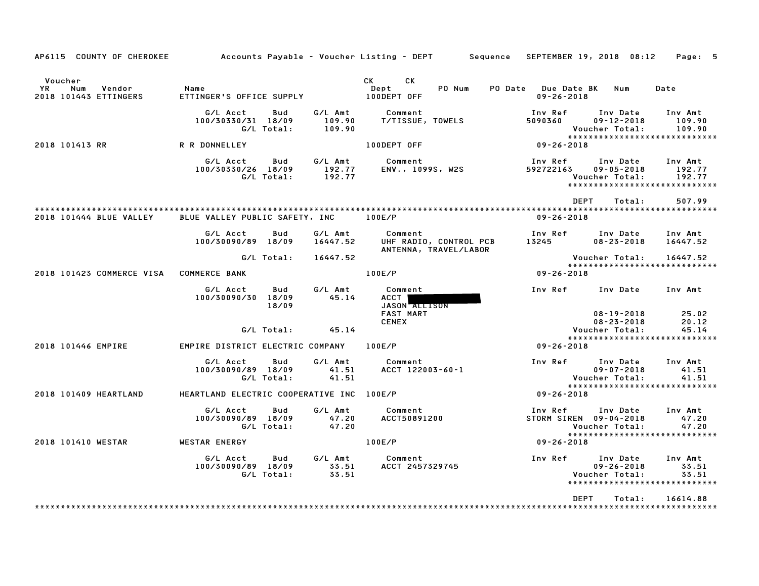AP6115 COUNTY OF CHEROKEE — Accounts Payable - Voucher Listing - DEPT — Sequence — SEPTEMBER 19, 2018 08:12

| Voucher YR Num Vendor | Name | CK Dept | CK PO Num | PO Date | Due Date BK Num | Date |
|---|---|---|---|---|---|---|
| 2018 101443 ETTINGERS | ETTINGER'S OFFICE SUPPLY | 100DEPT OFF | | | 09-26-2018 | |

| G/L Acct | Bud | G/L Amt | Comment | Inv Ref | Inv Date | Inv Amt |
|---|---|---|---|---|---|---|
| 100/30330/31 | 18/09 | 109.90 | T/TISSUE, TOWELS | 5090360 | 09-12-2018 | 109.90 |
| | G/L Total: | 109.90 | | | Voucher Total: | 109.90 |

2018 101413 RR — R R DONNELLEY — 100DEPT OFF — 09-26-2018

| G/L Acct | Bud | G/L Amt | Comment | Inv Ref | Inv Date | Inv Amt |
|---|---|---|---|---|---|---|
| 100/30330/26 | 18/09 | 192.77 | ENV., 1099S, W2S | 592722163 | 09-05-2018 | 192.77 |
| | G/L Total: | 192.77 | | | Voucher Total: | 192.77 |

DEPT Total: 507.99

2018 101444 BLUE VALLEY — BLUE VALLEY PUBLIC SAFETY, INC — 100E/P — 09-26-2018

| G/L Acct | Bud | G/L Amt | Comment | Inv Ref | Inv Date | Inv Amt |
|---|---|---|---|---|---|---|
| 100/30090/89 | 18/09 | 16447.52 | UHF RADIO, CONTROL PCB ANTENNA, TRAVEL/LABOR | 13245 | 08-23-2018 | 16447.52 |
| | G/L Total: | 16447.52 | | | Voucher Total: | 16447.52 |

2018 101423 COMMERCE VISA — COMMERCE BANK — 100E/P — 09-26-2018

| G/L Acct | Bud | G/L Amt | Comment | Inv Ref | Inv Date | Inv Amt |
|---|---|---|---|---|---|---|
| 100/30090/30 | 18/09 | 45.14 | ACCT [REDACTED] | | | |
| | 18/09 | | JASON ALLISON | | | |
| | | | FAST MART | | 08-19-2018 | 25.02 |
| | | | CENEX | | 08-23-2018 | 20.12 |
| | G/L Total: | 45.14 | | | Voucher Total: | 45.14 |

2018 101446 EMPIRE — EMPIRE DISTRICT ELECTRIC COMPANY — 100E/P — 09-26-2018

| G/L Acct | Bud | G/L Amt | Comment | Inv Ref | Inv Date | Inv Amt |
|---|---|---|---|---|---|---|
| 100/30090/89 | 18/09 | 41.51 | ACCT 122003-60-1 | | 09-07-2018 | 41.51 |
| | G/L Total: | 41.51 | | | Voucher Total: | 41.51 |

2018 101409 HEARTLAND — HEARTLAND ELECTRIC COOPERATIVE INC — 100E/P — 09-26-2018

| G/L Acct | Bud | G/L Amt | Comment | Inv Ref | Inv Date | Inv Amt |
|---|---|---|---|---|---|---|
| 100/30090/89 | 18/09 | 47.20 | ACCT50891200 | STORM SIREN | 09-04-2018 | 47.20 |
| | G/L Total: | 47.20 | | | Voucher Total: | 47.20 |

2018 101410 WESTAR — WESTAR ENERGY — 100E/P — 09-26-2018

| G/L Acct | Bud | G/L Amt | Comment | Inv Ref | Inv Date | Inv Amt |
|---|---|---|---|---|---|---|
| 100/30090/89 | 18/09 | 33.51 | ACCT 2457329745 | | 09-26-2018 | 33.51 |
| | G/L Total: | 33.51 | | | Voucher Total: | 33.51 |

DEPT Total: 16614.88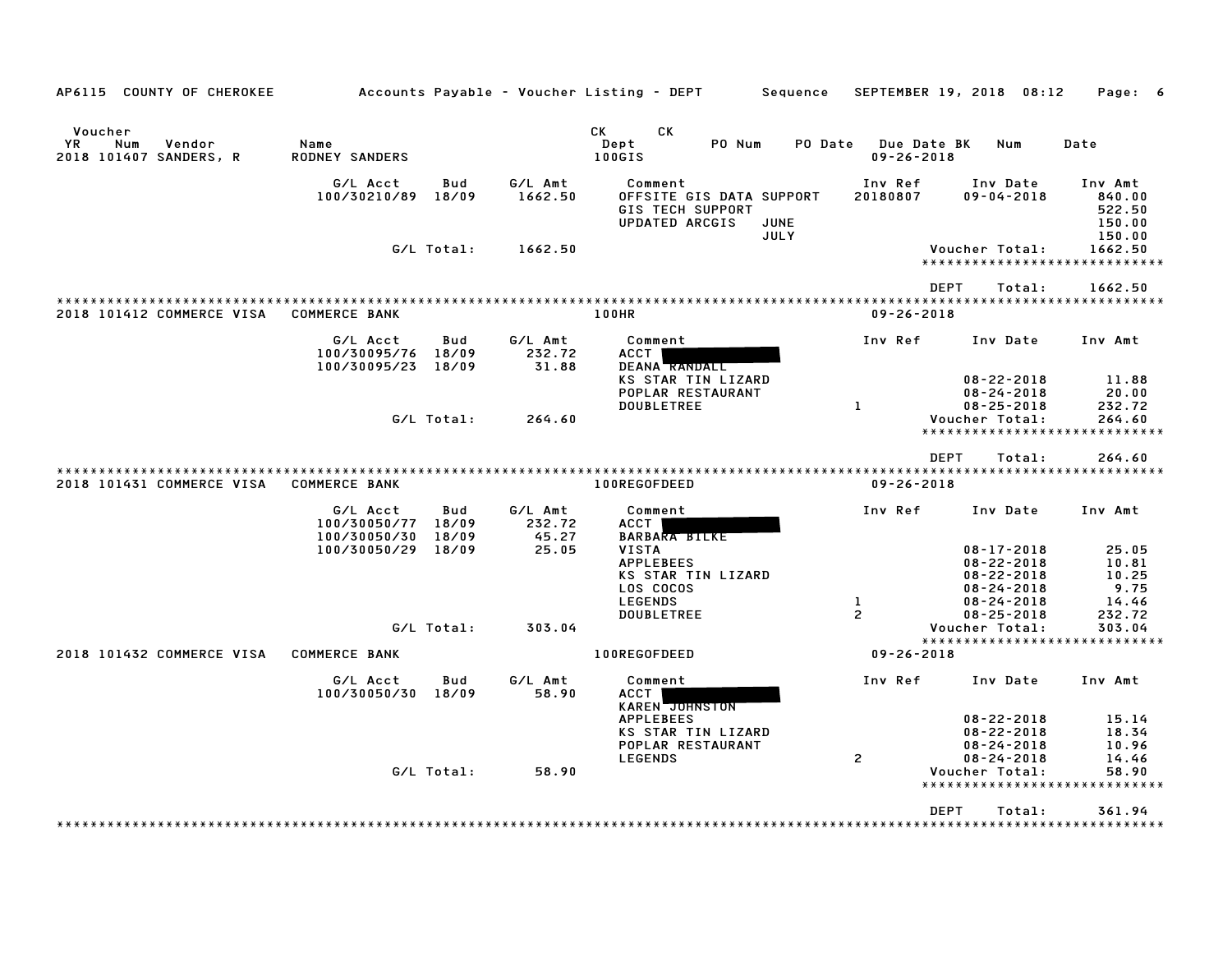AP6115 COUNTY OF CHEROKEE — Accounts Payable - Voucher Listing - DEPT — Sequence — SEPTEMBER 19, 2018 08:12

| Voucher YR | Num | Vendor | Name | CK Dept | CK | PO Num | PO Date | Due Date | BK | Num | Date |
|---|---|---|---|---|---|---|---|---|---|---|---|
| 2018 | 101407 | SANDERS, R | RODNEY SANDERS | 100GIS | | | | 09-26-2018 | | | |

| G/L Acct | Bud | G/L Amt | Comment | Inv Ref | Inv Date | Inv Amt |
|---|---|---|---|---|---|---|
| 100/30210/89 | 18/09 | 1662.50 | OFFSITE GIS DATA SUPPORT | 20180807 | 09-04-2018 | 840.00 |
| | | | GIS TECH SUPPORT | | | 522.50 |
| | | | UPDATED ARCGIS JUNE | | | 150.00 |
| | | | JULY | | | 150.00 |
| | G/L Total: | 1662.50 | | | Voucher Total: | 1662.50 |

DEPT Total: 1662.50

| Voucher YR | Num | Vendor | Name | CK Dept | Due Date |
|---|---|---|---|---|---|
| 2018 | 101412 | COMMERCE VISA | COMMERCE BANK | 100HR | 09-26-2018 |

| G/L Acct | Bud | G/L Amt | Comment | Inv Ref | Inv Date | Inv Amt |
|---|---|---|---|---|---|---|
| 100/30095/76 | 18/09 | 232.72 | ACCT | | | |
| 100/30095/23 | 18/09 | 31.88 | DEANA RANDALL | | | |
| | | | KS STAR TIN LIZARD | | 08-22-2018 | 11.88 |
| | | | POPLAR RESTAURANT | | 08-24-2018 | 20.00 |
| | | | DOUBLETREE | 1 | 08-25-2018 | 232.72 |
| | G/L Total: | 264.60 | | | Voucher Total: | 264.60 |

DEPT Total: 264.60

| Voucher YR | Num | Vendor | Name | CK Dept | Due Date |
|---|---|---|---|---|---|
| 2018 | 101431 | COMMERCE VISA | COMMERCE BANK | 100REGOFDEED | 09-26-2018 |

| G/L Acct | Bud | G/L Amt | Comment | Inv Ref | Inv Date | Inv Amt |
|---|---|---|---|---|---|---|
| 100/30050/77 | 18/09 | 232.72 | ACCT | | | |
| 100/30050/30 | 18/09 | 45.27 | BARBARA BILKE | | | |
| 100/30050/29 | 18/09 | 25.05 | VISTA | | 08-17-2018 | 25.05 |
| | | | APPLEBEES | | 08-22-2018 | 10.81 |
| | | | KS STAR TIN LIZARD | | 08-22-2018 | 10.25 |
| | | | LOS COCOS | | 08-24-2018 | 9.75 |
| | | | LEGENDS | 1 | 08-24-2018 | 14.46 |
| | | | DOUBLETREE | 2 | 08-25-2018 | 232.72 |
| | G/L Total: | 303.04 | | | Voucher Total: | 303.04 |

| Voucher YR | Num | Vendor | Name | CK Dept | Due Date |
|---|---|---|---|---|---|
| 2018 | 101432 | COMMERCE VISA | COMMERCE BANK | 100REGOFDEED | 09-26-2018 |

| G/L Acct | Bud | G/L Amt | Comment | Inv Ref | Inv Date | Inv Amt |
|---|---|---|---|---|---|---|
| 100/30050/30 | 18/09 | 58.90 | ACCT | | | |
| | | | KAREN JOHNSTON | | | |
| | | | APPLEBEES | | 08-22-2018 | 15.14 |
| | | | KS STAR TIN LIZARD | | 08-22-2018 | 18.34 |
| | | | POPLAR RESTAURANT | | 08-24-2018 | 10.96 |
| | | | LEGENDS | 2 | 08-24-2018 | 14.46 |
| | G/L Total: | 58.90 | | | Voucher Total: | 58.90 |

DEPT Total: 361.94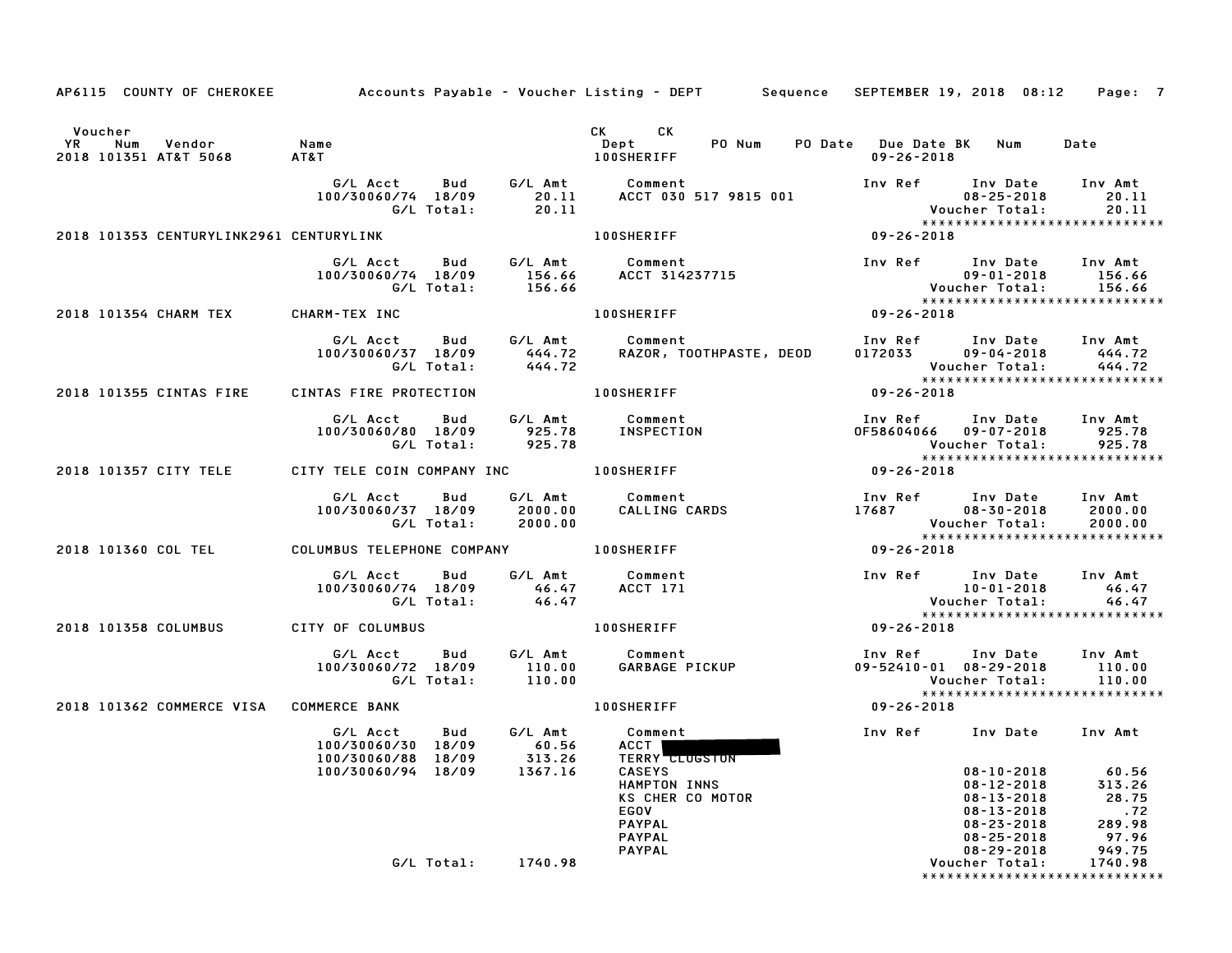AP6115 COUNTY OF CHEROKEE — Accounts Payable - Voucher Listing - DEPT — Sequence — SEPTEMBER 19, 2018 08:12

| YR | Voucher Num | Vendor | Name | CK Dept | CK | PO Num | PO Date | Due Date BK | Num | Date |
|---|---|---|---|---|---|---|---|---|---|---|
| 2018 | 101351 | AT&T 5068 | AT&T | 100SHERIFF | | | | 09-26-2018 | | |

| G/L Acct | Bud | G/L Amt | Comment | Inv Ref | Inv Date | Inv Amt |
|---|---|---|---|---|---|---|
| 100/30060/74 | 18/09 | 20.11 | ACCT 030 517 9815 001 | | 08-25-2018 | 20.11 |
| | G/L Total: | 20.11 | | | Voucher Total: | 20.11 |

**2018 101353 CENTURYLINK2961 CENTURYLINK** — 100SHERIFF — 09-26-2018

| G/L Acct | Bud | G/L Amt | Comment | Inv Ref | Inv Date | Inv Amt |
|---|---|---|---|---|---|---|
| 100/30060/74 | 18/09 | 156.66 | ACCT 314237715 | | 09-01-2018 | 156.66 |
| | G/L Total: | 156.66 | | | Voucher Total: | 156.66 |

**2018 101354 CHARM TEX — CHARM-TEX INC** — 100SHERIFF — 09-26-2018

| G/L Acct | Bud | G/L Amt | Comment | Inv Ref | Inv Date | Inv Amt |
|---|---|---|---|---|---|---|
| 100/30060/37 | 18/09 | 444.72 | RAZOR, TOOTHPASTE, DEOD | 0172033 | 09-04-2018 | 444.72 |
| | G/L Total: | 444.72 | | | Voucher Total: | 444.72 |

**2018 101355 CINTAS FIRE — CINTAS FIRE PROTECTION** — 100SHERIFF — 09-26-2018

| G/L Acct | Bud | G/L Amt | Comment | Inv Ref | Inv Date | Inv Amt |
|---|---|---|---|---|---|---|
| 100/30060/80 | 18/09 | 925.78 | INSPECTION | OF58604066 | 09-07-2018 | 925.78 |
| | G/L Total: | 925.78 | | | Voucher Total: | 925.78 |

**2018 101357 CITY TELE — CITY TELE COIN COMPANY INC** — 100SHERIFF — 09-26-2018

| G/L Acct | Bud | G/L Amt | Comment | Inv Ref | Inv Date | Inv Amt |
|---|---|---|---|---|---|---|
| 100/30060/37 | 18/09 | 2000.00 | CALLING CARDS | 17687 | 08-30-2018 | 2000.00 |
| | G/L Total: | 2000.00 | | | Voucher Total: | 2000.00 |

**2018 101360 COL TEL — COLUMBUS TELEPHONE COMPANY** — 100SHERIFF — 09-26-2018

| G/L Acct | Bud | G/L Amt | Comment | Inv Ref | Inv Date | Inv Amt |
|---|---|---|---|---|---|---|
| 100/30060/74 | 18/09 | 46.47 | ACCT 171 | | 10-01-2018 | 46.47 |
| | G/L Total: | 46.47 | | | Voucher Total: | 46.47 |

**2018 101358 COLUMBUS — CITY OF COLUMBUS** — 100SHERIFF — 09-26-2018

| G/L Acct | Bud | G/L Amt | Comment | Inv Ref | Inv Date | Inv Amt |
|---|---|---|---|---|---|---|
| 100/30060/72 | 18/09 | 110.00 | GARBAGE PICKUP | 09-52410-01 | 08-29-2018 | 110.00 |
| | G/L Total: | 110.00 | | | Voucher Total: | 110.00 |

**2018 101362 COMMERCE VISA — COMMERCE BANK** — 100SHERIFF — 09-26-2018

| G/L Acct | Bud | G/L Amt | Comment | Inv Ref | Inv Date | Inv Amt |
|---|---|---|---|---|---|---|
| 100/30060/30 | 18/09 | 60.56 | ACCT [REDACTED] | | | |
| 100/30060/88 | 18/09 | 313.26 | TERRY CLUGSTON | | | |
| 100/30060/94 | 18/09 | 1367.16 | CASEYS | | 08-10-2018 | 60.56 |
| | | | HAMPTON INNS | | 08-12-2018 | 313.26 |
| | | | KS CHER CO MOTOR | | 08-13-2018 | 28.75 |
| | | | EGOV | | 08-13-2018 | .72 |
| | | | PAYPAL | | 08-23-2018 | 289.98 |
| | | | PAYPAL | | 08-25-2018 | 97.96 |
| | | | PAYPAL | | 08-29-2018 | 949.75 |
| | G/L Total: | 1740.98 | | | Voucher Total: | 1740.98 |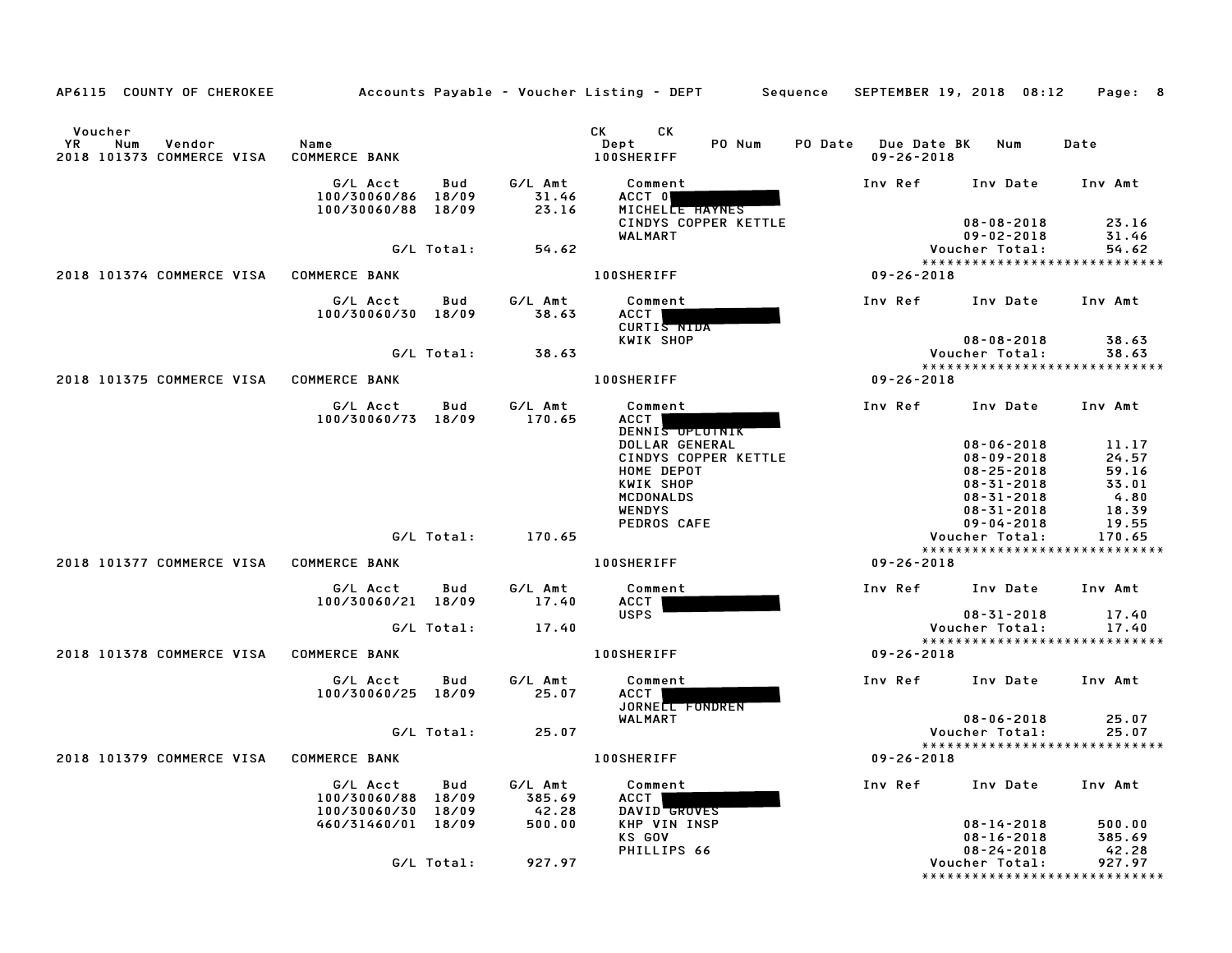AP6115 COUNTY OF CHEROKEE — Accounts Payable - Voucher Listing - DEPT — Sequence — SEPTEMBER 19, 2018 08:12

| Voucher YR | Num | Vendor | Name | CK Dept | CK PO Num | PO Date | Due Date BK | Num | Date |
|---|---|---|---|---|---|---|---|---|---|
| 2018 | 101373 | COMMERCE VISA | COMMERCE BANK | 100SHERIFF | | | 09-26-2018 | | |

| G/L Acct | Bud | G/L Amt | Comment | Inv Ref | Inv Date | Inv Amt |
|---|---|---|---|---|---|---|
| 100/30060/86 | 18/09 | 31.46 | ACCT 0 | | | |
| 100/30060/88 | 18/09 | 23.16 | MICHELLE HAYNES | | | |
| | | | CINDYS COPPER KETTLE | | 08-08-2018 | 23.16 |
| | | | WALMART | | 09-02-2018 | 31.46 |
| | G/L Total: | 54.62 | | | Voucher Total: | 54.62 |

| Voucher YR | Num | Vendor | Name | CK Dept | Due Date |
|---|---|---|---|---|---|
| 2018 | 101374 | COMMERCE VISA | COMMERCE BANK | 100SHERIFF | 09-26-2018 |

| G/L Acct | Bud | G/L Amt | Comment | Inv Ref | Inv Date | Inv Amt |
|---|---|---|---|---|---|---|
| 100/30060/30 | 18/09 | 38.63 | ACCT | | | |
| | | | CURTIS NIDA | | | |
| | | | KWIK SHOP | | 08-08-2018 | 38.63 |
| | G/L Total: | 38.63 | | | Voucher Total: | 38.63 |

| Voucher YR | Num | Vendor | Name | CK Dept | Due Date |
|---|---|---|---|---|---|
| 2018 | 101375 | COMMERCE VISA | COMMERCE BANK | 100SHERIFF | 09-26-2018 |

| G/L Acct | Bud | G/L Amt | Comment | Inv Ref | Inv Date | Inv Amt |
|---|---|---|---|---|---|---|
| 100/30060/73 | 18/09 | 170.65 | ACCT | | | |
| | | | DENNIS OPLOTNIK | | | |
| | | | DOLLAR GENERAL | | 08-06-2018 | 11.17 |
| | | | CINDYS COPPER KETTLE | | 08-09-2018 | 24.57 |
| | | | HOME DEPOT | | 08-25-2018 | 59.16 |
| | | | KWIK SHOP | | 08-31-2018 | 33.01 |
| | | | MCDONALDS | | 08-31-2018 | 4.80 |
| | | | WENDYS | | 08-31-2018 | 18.39 |
| | | | PEDROS CAFE | | 09-04-2018 | 19.55 |
| | G/L Total: | 170.65 | | | Voucher Total: | 170.65 |

| Voucher YR | Num | Vendor | Name | CK Dept | Due Date |
|---|---|---|---|---|---|
| 2018 | 101377 | COMMERCE VISA | COMMERCE BANK | 100SHERIFF | 09-26-2018 |

| G/L Acct | Bud | G/L Amt | Comment | Inv Ref | Inv Date | Inv Amt |
|---|---|---|---|---|---|---|
| 100/30060/21 | 18/09 | 17.40 | ACCT | | | |
| | | | USPS | | 08-31-2018 | 17.40 |
| | G/L Total: | 17.40 | | | Voucher Total: | 17.40 |

| Voucher YR | Num | Vendor | Name | CK Dept | Due Date |
|---|---|---|---|---|---|
| 2018 | 101378 | COMMERCE VISA | COMMERCE BANK | 100SHERIFF | 09-26-2018 |

| G/L Acct | Bud | G/L Amt | Comment | Inv Ref | Inv Date | Inv Amt |
|---|---|---|---|---|---|---|
| 100/30060/25 | 18/09 | 25.07 | ACCT | | | |
| | | | JORNELL FONDREN | | | |
| | | | WALMART | | 08-06-2018 | 25.07 |
| | G/L Total: | 25.07 | | | Voucher Total: | 25.07 |

| Voucher YR | Num | Vendor | Name | CK Dept | Due Date |
|---|---|---|---|---|---|
| 2018 | 101379 | COMMERCE VISA | COMMERCE BANK | 100SHERIFF | 09-26-2018 |

| G/L Acct | Bud | G/L Amt | Comment | Inv Ref | Inv Date | Inv Amt |
|---|---|---|---|---|---|---|
| 100/30060/88 | 18/09 | 385.69 | ACCT | | | |
| 100/30060/30 | 18/09 | 42.28 | DAVID GROVES | | | |
| 460/31460/01 | 18/09 | 500.00 | KHP VIN INSP | | 08-14-2018 | 500.00 |
| | | | KS GOV | | 08-16-2018 | 385.69 |
| | | | PHILLIPS 66 | | 08-24-2018 | 42.28 |
| | G/L Total: | 927.97 | | | Voucher Total: | 927.97 |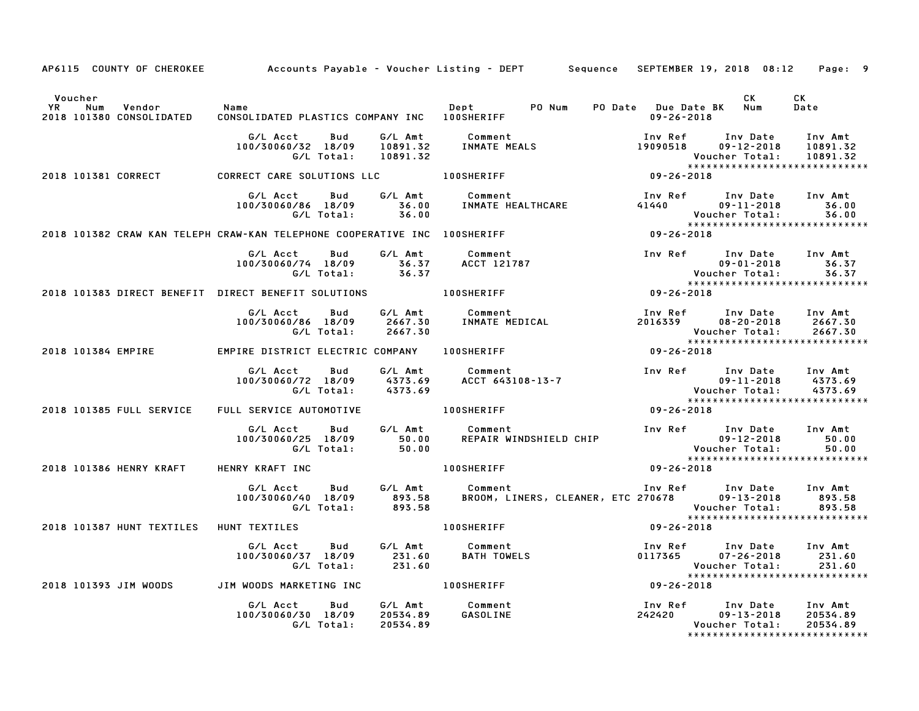AP6115 COUNTY OF CHEROKEE — Accounts Payable - Voucher Listing - DEPT — Sequence — SEPTEMBER 19, 2018 08:12

| Voucher YR | Num | Vendor | Name | Dept | PO Num | PO Date | Due Date BK | CK Num | CK Date |
|---|---|---|---|---|---|---|---|---|---|
| 2018 | 101380 | CONSOLIDATED | CONSOLIDATED PLASTICS COMPANY INC | 100SHERIFF | | | 09-26-2018 | | |

| G/L Acct | Bud | G/L Amt | Comment | Inv Ref | Inv Date | Inv Amt |
|---|---|---|---|---|---|---|
| 100/30060/32 | 18/09 | 10891.32 | INMATE MEALS | 19090518 | 09-12-2018 | 10891.32 |
| | G/L Total: | 10891.32 | | | Voucher Total: | 10891.32 |

| Voucher YR | Num | Vendor | Name | Dept | PO Num | PO Date | Due Date BK | CK Num | CK Date |
|---|---|---|---|---|---|---|---|---|---|
| 2018 | 101381 | CORRECT | CORRECT CARE SOLUTIONS LLC | 100SHERIFF | | | 09-26-2018 | | |

| G/L Acct | Bud | G/L Amt | Comment | Inv Ref | Inv Date | Inv Amt |
|---|---|---|---|---|---|---|
| 100/30060/86 | 18/09 | 36.00 | INMATE HEALTHCARE | 41440 | 09-11-2018 | 36.00 |
| | G/L Total: | 36.00 | | | Voucher Total: | 36.00 |

| Voucher YR | Num | Vendor | Name | Dept | PO Num | PO Date | Due Date BK | CK Num | CK Date |
|---|---|---|---|---|---|---|---|---|---|
| 2018 | 101382 | CRAW KAN TELEPH | CRAW-KAN TELEPHONE COOPERATIVE INC | 100SHERIFF | | | 09-26-2018 | | |

| G/L Acct | Bud | G/L Amt | Comment | Inv Ref | Inv Date | Inv Amt |
|---|---|---|---|---|---|---|
| 100/30060/74 | 18/09 | 36.37 | ACCT 121787 | | 09-01-2018 | 36.37 |
| | G/L Total: | 36.37 | | | Voucher Total: | 36.37 |

| Voucher YR | Num | Vendor | Name | Dept | PO Num | PO Date | Due Date BK | CK Num | CK Date |
|---|---|---|---|---|---|---|---|---|---|
| 2018 | 101383 | DIRECT BENEFIT | DIRECT BENEFIT SOLUTIONS | 100SHERIFF | | | 09-26-2018 | | |

| G/L Acct | Bud | G/L Amt | Comment | Inv Ref | Inv Date | Inv Amt |
|---|---|---|---|---|---|---|
| 100/30060/86 | 18/09 | 2667.30 | INMATE MEDICAL | 2016339 | 08-20-2018 | 2667.30 |
| | G/L Total: | 2667.30 | | | Voucher Total: | 2667.30 |

| Voucher YR | Num | Vendor | Name | Dept | PO Num | PO Date | Due Date BK | CK Num | CK Date |
|---|---|---|---|---|---|---|---|---|---|
| 2018 | 101384 | EMPIRE | EMPIRE DISTRICT ELECTRIC COMPANY | 100SHERIFF | | | 09-26-2018 | | |

| G/L Acct | Bud | G/L Amt | Comment | Inv Ref | Inv Date | Inv Amt |
|---|---|---|---|---|---|---|
| 100/30060/72 | 18/09 | 4373.69 | ACCT 643108-13-7 | | 09-11-2018 | 4373.69 |
| | G/L Total: | 4373.69 | | | Voucher Total: | 4373.69 |

| Voucher YR | Num | Vendor | Name | Dept | PO Num | PO Date | Due Date BK | CK Num | CK Date |
|---|---|---|---|---|---|---|---|---|---|
| 2018 | 101385 | FULL SERVICE | FULL SERVICE AUTOMOTIVE | 100SHERIFF | | | 09-26-2018 | | |

| G/L Acct | Bud | G/L Amt | Comment | Inv Ref | Inv Date | Inv Amt |
|---|---|---|---|---|---|---|
| 100/30060/25 | 18/09 | 50.00 | REPAIR WINDSHIELD CHIP | | 09-12-2018 | 50.00 |
| | G/L Total: | 50.00 | | | Voucher Total: | 50.00 |

| Voucher YR | Num | Vendor | Name | Dept | PO Num | PO Date | Due Date BK | CK Num | CK Date |
|---|---|---|---|---|---|---|---|---|---|
| 2018 | 101386 | HENRY KRAFT | HENRY KRAFT INC | 100SHERIFF | | | 09-26-2018 | | |

| G/L Acct | Bud | G/L Amt | Comment | Inv Ref | Inv Date | Inv Amt |
|---|---|---|---|---|---|---|
| 100/30060/40 | 18/09 | 893.58 | BROOM, LINERS, CLEANER, ETC | 270678 | 09-13-2018 | 893.58 |
| | G/L Total: | 893.58 | | | Voucher Total: | 893.58 |

| Voucher YR | Num | Vendor | Name | Dept | PO Num | PO Date | Due Date BK | CK Num | CK Date |
|---|---|---|---|---|---|---|---|---|---|
| 2018 | 101387 | HUNT TEXTILES | HUNT TEXTILES | 100SHERIFF | | | 09-26-2018 | | |

| G/L Acct | Bud | G/L Amt | Comment | Inv Ref | Inv Date | Inv Amt |
|---|---|---|---|---|---|---|
| 100/30060/37 | 18/09 | 231.60 | BATH TOWELS | 0117365 | 07-26-2018 | 231.60 |
| | G/L Total: | 231.60 | | | Voucher Total: | 231.60 |

| Voucher YR | Num | Vendor | Name | Dept | PO Num | PO Date | Due Date BK | CK Num | CK Date |
|---|---|---|---|---|---|---|---|---|---|
| 2018 | 101393 | JIM WOODS | JIM WOODS MARKETING INC | 100SHERIFF | | | 09-26-2018 | | |

| G/L Acct | Bud | G/L Amt | Comment | Inv Ref | Inv Date | Inv Amt |
|---|---|---|---|---|---|---|
| 100/30060/30 | 18/09 | 20534.89 | GASOLINE | 242420 | 09-13-2018 | 20534.89 |
| | G/L Total: | 20534.89 | | | Voucher Total: | 20534.89 |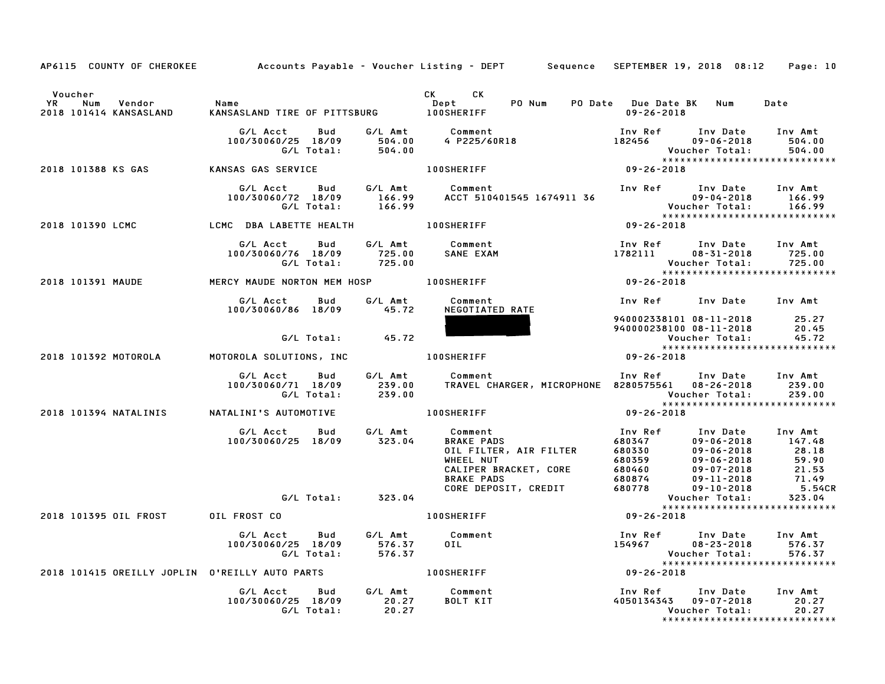AP6115 COUNTY OF CHEROKEE — Accounts Payable - Voucher Listing - DEPT — Sequence SEPTEMBER 19, 2018 08:12

| Voucher YR | Num | Vendor | Name | CK Dept | CK | PO Num | PO Date | Due Date BK | Num | Date |
|---|---|---|---|---|---|---|---|---|---|---|
| 2018 | 101414 | KANSASLAND | KANSASLAND TIRE OF PITTSBURG | 100SHERIFF | | | | 09-26-2018 | | |

| G/L Acct | Bud | G/L Amt | Comment | Inv Ref | Inv Date | Inv Amt |
|---|---|---|---|---|---|---|
| 100/30060/25 | 18/09 | 504.00 | 4 P225/60R18 | 182456 | 09-06-2018 | 504.00 |
| | G/L Total: | 504.00 | | | Voucher Total: | 504.00 |

*****************************

| Voucher YR | Num | Vendor | Name | CK Dept | Due Date |
|---|---|---|---|---|---|
| 2018 | 101388 | KS GAS | KANSAS GAS SERVICE | 100SHERIFF | 09-26-2018 |

| G/L Acct | Bud | G/L Amt | Comment | Inv Ref | Inv Date | Inv Amt |
|---|---|---|---|---|---|---|
| 100/30060/72 | 18/09 | 166.99 | ACCT 510401545 1674911 36 | | 09-04-2018 | 166.99 |
| | G/L Total: | 166.99 | | | Voucher Total: | 166.99 |

*****************************

| Voucher YR | Num | Vendor | Name | CK Dept | Due Date |
|---|---|---|---|---|---|
| 2018 | 101390 | LCMC | LCMC DBA LABETTE HEALTH | 100SHERIFF | 09-26-2018 |

| G/L Acct | Bud | G/L Amt | Comment | Inv Ref | Inv Date | Inv Amt |
|---|---|---|---|---|---|---|
| 100/30060/76 | 18/09 | 725.00 | SANE EXAM | 1782111 | 08-31-2018 | 725.00 |
| | G/L Total: | 725.00 | | | Voucher Total: | 725.00 |

*****************************

| Voucher YR | Num | Vendor | Name | CK Dept | Due Date |
|---|---|---|---|---|---|
| 2018 | 101391 | MAUDE | MERCY MAUDE NORTON MEM HOSP | 100SHERIFF | 09-26-2018 |

| G/L Acct | Bud | G/L Amt | Comment | Inv Ref | Inv Date | Inv Amt |
|---|---|---|---|---|---|---|
| 100/30060/86 | 18/09 | 45.72 | NEGOTIATED RATE | | | |
| | | | [REDACTED] | 940002338101 | 08-11-2018 | 25.27 |
| | | | [REDACTED] | 940000238100 | 08-11-2018 | 20.45 |
| | G/L Total: | 45.72 | | | Voucher Total: | 45.72 |

*****************************

| Voucher YR | Num | Vendor | Name | CK Dept | Due Date |
|---|---|---|---|---|---|
| 2018 | 101392 | MOTOROLA | MOTOROLA SOLUTIONS, INC | 100SHERIFF | 09-26-2018 |

| G/L Acct | Bud | G/L Amt | Comment | Inv Ref | Inv Date | Inv Amt |
|---|---|---|---|---|---|---|
| 100/30060/71 | 18/09 | 239.00 | TRAVEL CHARGER, MICROPHONE | 8280575561 | 08-26-2018 | 239.00 |
| | G/L Total: | 239.00 | | | Voucher Total: | 239.00 |

*****************************

| Voucher YR | Num | Vendor | Name | CK Dept | Due Date |
|---|---|---|---|---|---|
| 2018 | 101394 | NATALINIS | NATALINI'S AUTOMOTIVE | 100SHERIFF | 09-26-2018 |

| G/L Acct | Bud | G/L Amt | Comment | Inv Ref | Inv Date | Inv Amt |
|---|---|---|---|---|---|---|
| 100/30060/25 | 18/09 | 323.04 | BRAKE PADS | 680347 | 09-06-2018 | 147.48 |
| | | | OIL FILTER, AIR FILTER | 680330 | 09-06-2018 | 28.18 |
| | | | WHEEL NUT | 680359 | 09-06-2018 | 59.90 |
| | | | CALIPER BRACKET, CORE | 680460 | 09-07-2018 | 21.53 |
| | | | BRAKE PADS | 680874 | 09-11-2018 | 71.49 |
| | | | CORE DEPOSIT, CREDIT | 680778 | 09-10-2018 | 5.54CR |
| | G/L Total: | 323.04 | | | Voucher Total: | 323.04 |

*****************************

| Voucher YR | Num | Vendor | Name | CK Dept | Due Date |
|---|---|---|---|---|---|
| 2018 | 101395 | OIL FROST | OIL FROST CO | 100SHERIFF | 09-26-2018 |

| G/L Acct | Bud | G/L Amt | Comment | Inv Ref | Inv Date | Inv Amt |
|---|---|---|---|---|---|---|
| 100/30060/25 | 18/09 | 576.37 | OIL | 154967 | 08-23-2018 | 576.37 |
| | G/L Total: | 576.37 | | | Voucher Total: | 576.37 |

*****************************

| Voucher YR | Num | Vendor | Name | CK Dept | Due Date |
|---|---|---|---|---|---|
| 2018 | 101415 | OREILLY JOPLIN | O'REILLY AUTO PARTS | 100SHERIFF | 09-26-2018 |

| G/L Acct | Bud | G/L Amt | Comment | Inv Ref | Inv Date | Inv Amt |
|---|---|---|---|---|---|---|
| 100/30060/25 | 18/09 | 20.27 | BOLT KIT | 4050134343 | 09-07-2018 | 20.27 |
| | G/L Total: | 20.27 | | | Voucher Total: | 20.27 |

*****************************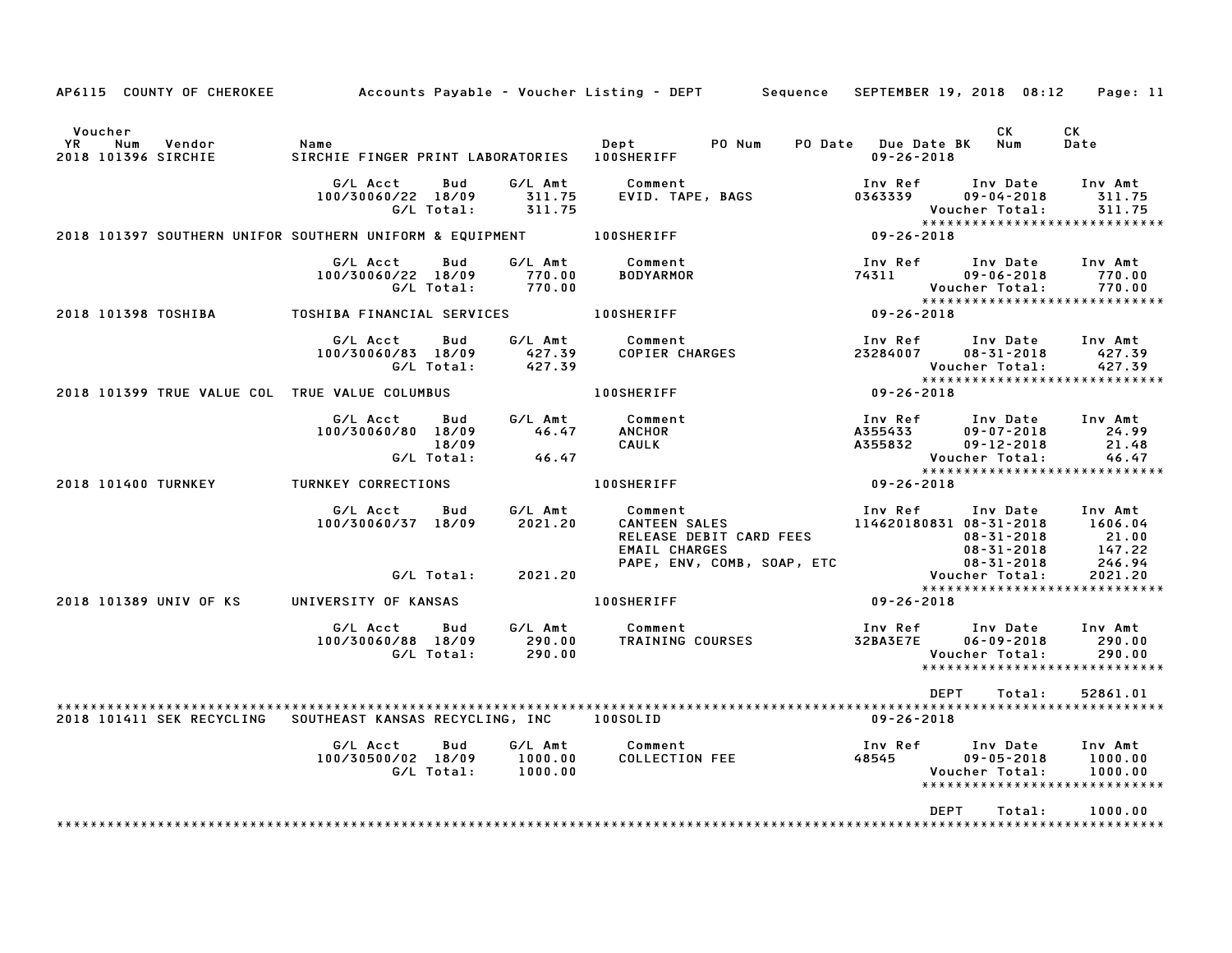AP6115 COUNTY OF CHEROKEE — Accounts Payable - Voucher Listing - DEPT — Sequence — SEPTEMBER 19, 2018 08:12

| Voucher YR | Num | Vendor | Name | Dept | PO Num | PO Date | Due Date BK | CK Num | CK Date |
|---|---|---|---|---|---|---|---|---|---|
| 2018 | 101396 | SIRCHIE | SIRCHIE FINGER PRINT LABORATORIES | 100SHERIFF | | | 09-26-2018 | | |

| G/L Acct | Bud | G/L Amt | Comment | Inv Ref | Inv Date | Inv Amt |
|---|---|---|---|---|---|---|
| 100/30060/22 | 18/09 | 311.75 | EVID. TAPE, BAGS | 0363339 | 09-04-2018 | 311.75 |
| | G/L Total: | 311.75 | | | Voucher Total: | 311.75 |

*****************************

| YR | Num | Vendor | Name | Dept | Due Date |
|---|---|---|---|---|---|
| 2018 | 101397 | SOUTHERN UNIFOR | SOUTHERN UNIFORM & EQUIPMENT | 100SHERIFF | 09-26-2018 |

| G/L Acct | Bud | G/L Amt | Comment | Inv Ref | Inv Date | Inv Amt |
|---|---|---|---|---|---|---|
| 100/30060/22 | 18/09 | 770.00 | BODYARMOR | 74311 | 09-06-2018 | 770.00 |
| | G/L Total: | 770.00 | | | Voucher Total: | 770.00 |

*****************************

| YR | Num | Vendor | Name | Dept | Due Date |
|---|---|---|---|---|---|
| 2018 | 101398 | TOSHIBA | TOSHIBA FINANCIAL SERVICES | 100SHERIFF | 09-26-2018 |

| G/L Acct | Bud | G/L Amt | Comment | Inv Ref | Inv Date | Inv Amt |
|---|---|---|---|---|---|---|
| 100/30060/83 | 18/09 | 427.39 | COPIER CHARGES | 23284007 | 08-31-2018 | 427.39 |
| | G/L Total: | 427.39 | | | Voucher Total: | 427.39 |

*****************************

| YR | Num | Vendor | Name | Dept | Due Date |
|---|---|---|---|---|---|
| 2018 | 101399 | TRUE VALUE COL | TRUE VALUE COLUMBUS | 100SHERIFF | 09-26-2018 |

| G/L Acct | Bud | G/L Amt | Comment | Inv Ref | Inv Date | Inv Amt |
|---|---|---|---|---|---|---|
| 100/30060/80 | 18/09 | 46.47 | ANCHOR | A355433 | 09-07-2018 | 24.99 |
| | 18/09 | | CAULK | A355832 | 09-12-2018 | 21.48 |
| | G/L Total: | 46.47 | | | Voucher Total: | 46.47 |

*****************************

| YR | Num | Vendor | Name | Dept | Due Date |
|---|---|---|---|---|---|
| 2018 | 101400 | TURNKEY | TURNKEY CORRECTIONS | 100SHERIFF | 09-26-2018 |

| G/L Acct | Bud | G/L Amt | Comment | Inv Ref | Inv Date | Inv Amt |
|---|---|---|---|---|---|---|
| 100/30060/37 | 18/09 | 2021.20 | CANTEEN SALES | 114620180831 | 08-31-2018 | 1606.04 |
| | | | RELEASE DEBIT CARD FEES | | 08-31-2018 | 21.00 |
| | | | EMAIL CHARGES | | 08-31-2018 | 147.22 |
| | | | PAPE, ENV, COMB, SOAP, ETC | | 08-31-2018 | 246.94 |
| | G/L Total: | 2021.20 | | | Voucher Total: | 2021.20 |

*****************************

| YR | Num | Vendor | Name | Dept | Due Date |
|---|---|---|---|---|---|
| 2018 | 101389 | UNIV OF KS | UNIVERSITY OF KANSAS | 100SHERIFF | 09-26-2018 |

| G/L Acct | Bud | G/L Amt | Comment | Inv Ref | Inv Date | Inv Amt |
|---|---|---|---|---|---|---|
| 100/30060/88 | 18/09 | 290.00 | TRAINING COURSES | 32BA3E7E | 06-09-2018 | 290.00 |
| | G/L Total: | 290.00 | | | Voucher Total: | 290.00 |

*****************************

DEPT Total: 52861.01

*****************************

| YR | Num | Vendor | Name | Dept | Due Date |
|---|---|---|---|---|---|
| 2018 | 101411 | SEK RECYCLING | SOUTHEAST KANSAS RECYCLING, INC | 100SOLID | 09-26-2018 |

| G/L Acct | Bud | G/L Amt | Comment | Inv Ref | Inv Date | Inv Amt |
|---|---|---|---|---|---|---|
| 100/30500/02 | 18/09 | 1000.00 | COLLECTION FEE | 48545 | 09-05-2018 | 1000.00 |
| | G/L Total: | 1000.00 | | | Voucher Total: | 1000.00 |

*****************************

DEPT Total: 1000.00

*****************************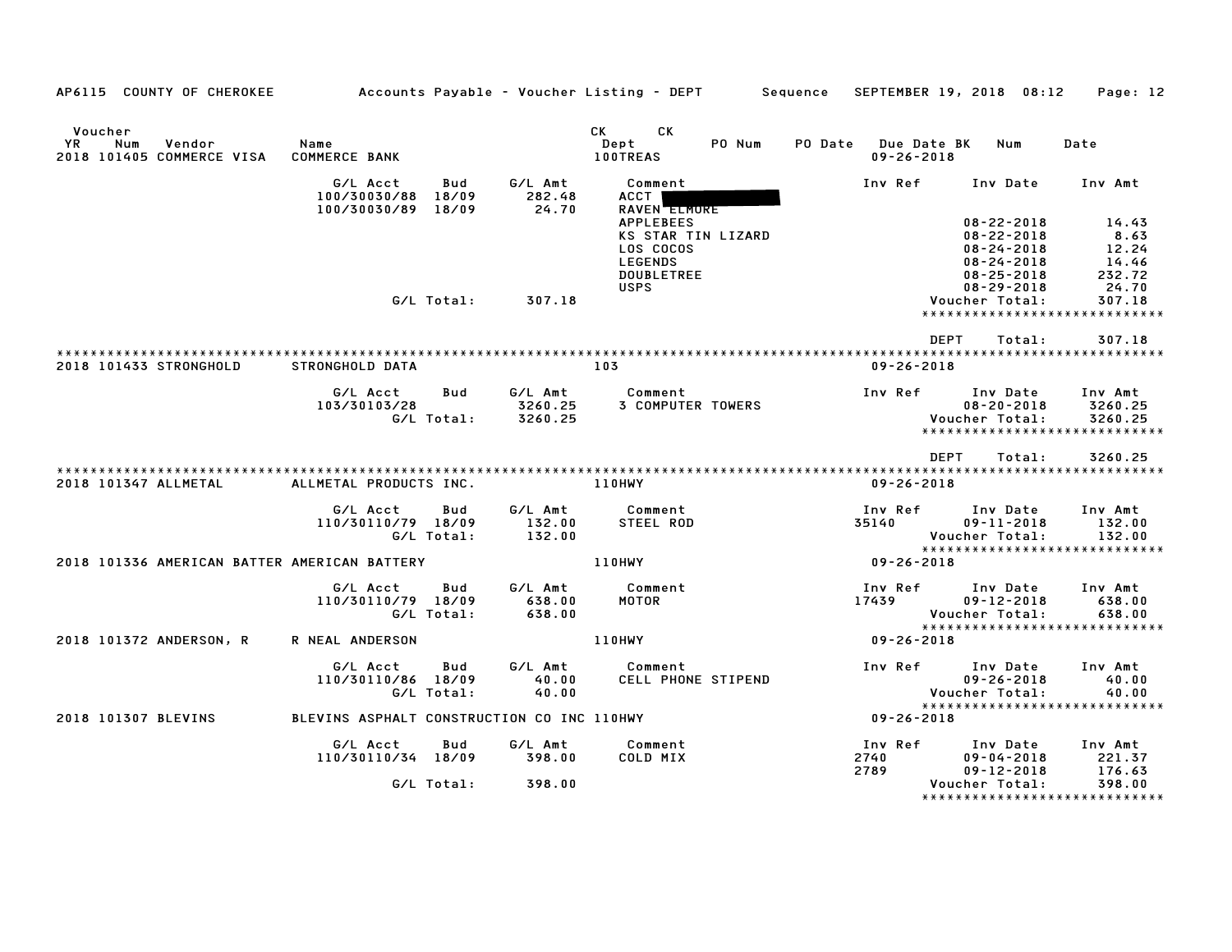AP6115 COUNTY OF CHEROKEE — Accounts Payable - Voucher Listing - DEPT — Sequence — SEPTEMBER 19, 2018 08:12

| Voucher YR | Num | Vendor | Name | CK Dept | CK | PO Num | PO Date | Due Date BK | Num | Date |
|---|---|---|---|---|---|---|---|---|---|---|
| 2018 | 101405 | COMMERCE VISA | COMMERCE BANK | 100TREAS | | | | 09-26-2018 | | |

| G/L Acct | Bud | G/L Amt | Comment | Inv Ref | Inv Date | Inv Amt |
|---|---|---|---|---|---|---|
| 100/30030/88 | 18/09 | 282.48 | ACCT [REDACTED] | | | |
| 100/30030/89 | 18/09 | 24.70 | RAVEN ELMORE | | | |
| | | | APPLEBEES | | 08-22-2018 | 14.43 |
| | | | KS STAR TIN LIZARD | | 08-22-2018 | 8.63 |
| | | | LOS COCOS | | 08-24-2018 | 12.24 |
| | | | LEGENDS | | 08-24-2018 | 14.46 |
| | | | DOUBLETREE | | 08-25-2018 | 232.72 |
| | | | USPS | | 08-29-2018 | 24.70 |
| | G/L Total: | 307.18 | | | Voucher Total: | 307.18 |

DEPT Total: 307.18

| Voucher YR | Num | Vendor | Name | CK Dept | Due Date |
|---|---|---|---|---|---|
| 2018 | 101433 | STRONGHOLD | STRONGHOLD DATA | 103 | 09-26-2018 |

| G/L Acct | Bud | G/L Amt | Comment | Inv Ref | Inv Date | Inv Amt |
|---|---|---|---|---|---|---|
| 103/30103/28 | | 3260.25 | 3 COMPUTER TOWERS | | 08-20-2018 | 3260.25 |
| | G/L Total: | 3260.25 | | | Voucher Total: | 3260.25 |

DEPT Total: 3260.25

| Voucher YR | Num | Vendor | Name | CK Dept | Due Date |
|---|---|---|---|---|---|
| 2018 | 101347 | ALLMETAL | ALLMETAL PRODUCTS INC. | 110HWY | 09-26-2018 |

| G/L Acct | Bud | G/L Amt | Comment | Inv Ref | Inv Date | Inv Amt |
|---|---|---|---|---|---|---|
| 110/30110/79 | 18/09 | 132.00 | STEEL ROD | 35140 | 09-11-2018 | 132.00 |
| | G/L Total: | 132.00 | | | Voucher Total: | 132.00 |

| Voucher YR | Num | Vendor | Name | CK Dept | Due Date |
|---|---|---|---|---|---|
| 2018 | 101336 | AMERICAN BATTER | AMERICAN BATTERY | 110HWY | 09-26-2018 |

| G/L Acct | Bud | G/L Amt | Comment | Inv Ref | Inv Date | Inv Amt |
|---|---|---|---|---|---|---|
| 110/30110/79 | 18/09 | 638.00 | MOTOR | 17439 | 09-12-2018 | 638.00 |
| | G/L Total: | 638.00 | | | Voucher Total: | 638.00 |

| Voucher YR | Num | Vendor | Name | CK Dept | Due Date |
|---|---|---|---|---|---|
| 2018 | 101372 | ANDERSON, R | R NEAL ANDERSON | 110HWY | 09-26-2018 |

| G/L Acct | Bud | G/L Amt | Comment | Inv Ref | Inv Date | Inv Amt |
|---|---|---|---|---|---|---|
| 110/30110/86 | 18/09 | 40.00 | CELL PHONE STIPEND | | 09-26-2018 | 40.00 |
| | G/L Total: | 40.00 | | | Voucher Total: | 40.00 |

| Voucher YR | Num | Vendor | Name | CK Dept | Due Date |
|---|---|---|---|---|---|
| 2018 | 101307 | BLEVINS | BLEVINS ASPHALT CONSTRUCTION CO INC | 110HWY | 09-26-2018 |

| G/L Acct | Bud | G/L Amt | Comment | Inv Ref | Inv Date | Inv Amt |
|---|---|---|---|---|---|---|
| 110/30110/34 | 18/09 | 398.00 | COLD MIX | 2740 | 09-04-2018 | 221.37 |
| | | | | 2789 | 09-12-2018 | 176.63 |
| | G/L Total: | 398.00 | | | Voucher Total: | 398.00 |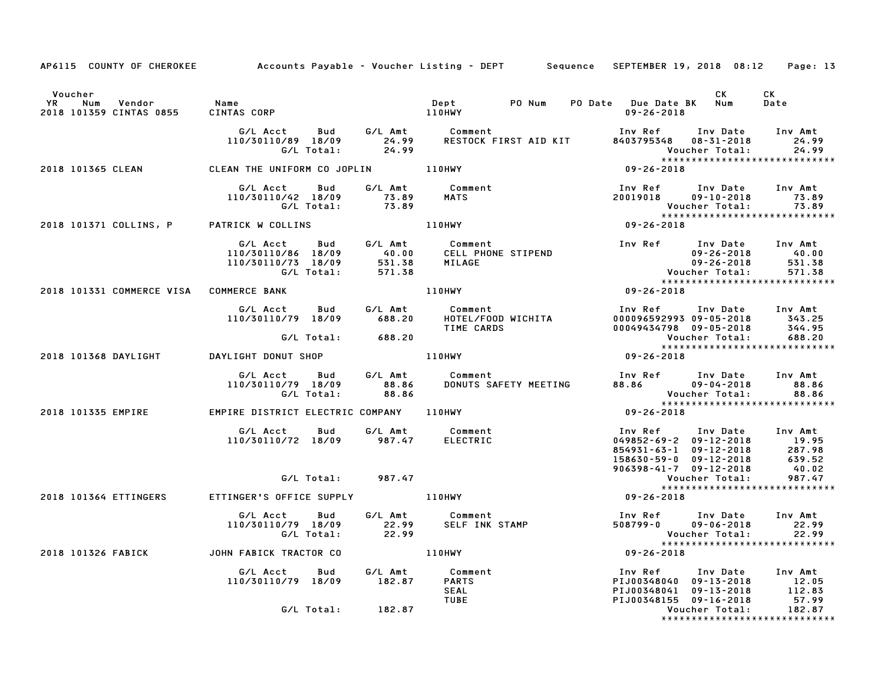AP6115 COUNTY OF CHEROKEE — Accounts Payable - Voucher Listing - DEPT — Sequence — SEPTEMBER 19, 2018 08:12

| Voucher YR | Num | Vendor | Name | Dept | PO Num | PO Date | Due Date BK | CK Num | CK Date |
|---|---|---|---|---|---|---|---|---|---|
| 2018 | 101359 | CINTAS 0855 | CINTAS CORP | 110HWY | | | 09-26-2018 | | |

| G/L Acct | Bud | G/L Amt | Comment | Inv Ref | Inv Date | Inv Amt |
|---|---|---|---|---|---|---|
| 110/30110/89 | 18/09 | 24.99 | RESTOCK FIRST AID KIT | 8403795348 | 08-31-2018 | 24.99 |
| | G/L Total: | 24.99 | | | Voucher Total: | 24.99 |

****************************

| Voucher YR | Num | Vendor | Name | Dept | Due Date BK |
|---|---|---|---|---|---|
| 2018 | 101365 | CLEAN | CLEAN THE UNIFORM CO JOPLIN | 110HWY | 09-26-2018 |

| G/L Acct | Bud | G/L Amt | Comment | Inv Ref | Inv Date | Inv Amt |
|---|---|---|---|---|---|---|
| 110/30110/42 | 18/09 | 73.89 | MATS | 20019018 | 09-10-2018 | 73.89 |
| | G/L Total: | 73.89 | | | Voucher Total: | 73.89 |

****************************

| Voucher YR | Num | Vendor | Name | Dept | Due Date BK |
|---|---|---|---|---|---|
| 2018 | 101371 | COLLINS, P | PATRICK W COLLINS | 110HWY | 09-26-2018 |

| G/L Acct | Bud | G/L Amt | Comment | Inv Ref | Inv Date | Inv Amt |
|---|---|---|---|---|---|---|
| 110/30110/86 | 18/09 | 40.00 | CELL PHONE STIPEND | | 09-26-2018 | 40.00 |
| 110/30110/73 | 18/09 | 531.38 | MILAGE | | 09-26-2018 | 531.38 |
| | G/L Total: | 571.38 | | | Voucher Total: | 571.38 |

****************************

| Voucher YR | Num | Vendor | Name | Dept | Due Date BK |
|---|---|---|---|---|---|
| 2018 | 101331 | COMMERCE VISA | COMMERCE BANK | 110HWY | 09-26-2018 |

| G/L Acct | Bud | G/L Amt | Comment | Inv Ref | Inv Date | Inv Amt |
|---|---|---|---|---|---|---|
| 110/30110/79 | 18/09 | 688.20 | HOTEL/FOOD WICHITA | 000096592993 | 09-05-2018 | 343.25 |
| | | | TIME CARDS | 00049434798 | 09-05-2018 | 344.95 |
| | G/L Total: | 688.20 | | | Voucher Total: | 688.20 |

****************************

| Voucher YR | Num | Vendor | Name | Dept | Due Date BK |
|---|---|---|---|---|---|
| 2018 | 101368 | DAYLIGHT | DAYLIGHT DONUT SHOP | 110HWY | 09-26-2018 |

| G/L Acct | Bud | G/L Amt | Comment | Inv Ref | Inv Date | Inv Amt |
|---|---|---|---|---|---|---|
| 110/30110/79 | 18/09 | 88.86 | DONUTS SAFETY MEETING | 88.86 | 09-04-2018 | 88.86 |
| | G/L Total: | 88.86 | | | Voucher Total: | 88.86 |

****************************

| Voucher YR | Num | Vendor | Name | Dept | Due Date BK |
|---|---|---|---|---|---|
| 2018 | 101335 | EMPIRE | EMPIRE DISTRICT ELECTRIC COMPANY | 110HWY | 09-26-2018 |

| G/L Acct | Bud | G/L Amt | Comment | Inv Ref | Inv Date | Inv Amt |
|---|---|---|---|---|---|---|
| 110/30110/72 | 18/09 | 987.47 | ELECTRIC | 049852-69-2 | 09-12-2018 | 19.95 |
| | | | | 854931-63-1 | 09-12-2018 | 287.98 |
| | | | | 158630-59-0 | 09-12-2018 | 639.52 |
| | | | | 906398-41-7 | 09-12-2018 | 40.02 |
| | G/L Total: | 987.47 | | | Voucher Total: | 987.47 |

****************************

| Voucher YR | Num | Vendor | Name | Dept | Due Date BK |
|---|---|---|---|---|---|
| 2018 | 101364 | ETTINGERS | ETTINGER'S OFFICE SUPPLY | 110HWY | 09-26-2018 |

| G/L Acct | Bud | G/L Amt | Comment | Inv Ref | Inv Date | Inv Amt |
|---|---|---|---|---|---|---|
| 110/30110/79 | 18/09 | 22.99 | SELF INK STAMP | 508799-0 | 09-06-2018 | 22.99 |
| | G/L Total: | 22.99 | | | Voucher Total: | 22.99 |

****************************

| Voucher YR | Num | Vendor | Name | Dept | Due Date BK |
|---|---|---|---|---|---|
| 2018 | 101326 | FABICK | JOHN FABICK TRACTOR CO | 110HWY | 09-26-2018 |

| G/L Acct | Bud | G/L Amt | Comment | Inv Ref | Inv Date | Inv Amt |
|---|---|---|---|---|---|---|
| 110/30110/79 | 18/09 | 182.87 | PARTS | PIJ00348040 | 09-13-2018 | 12.05 |
| | | | SEAL | PIJ00348041 | 09-13-2018 | 112.83 |
| | | | TUBE | PIJ00348155 | 09-16-2018 | 57.99 |
| | G/L Total: | 182.87 | | | Voucher Total: | 182.87 |

****************************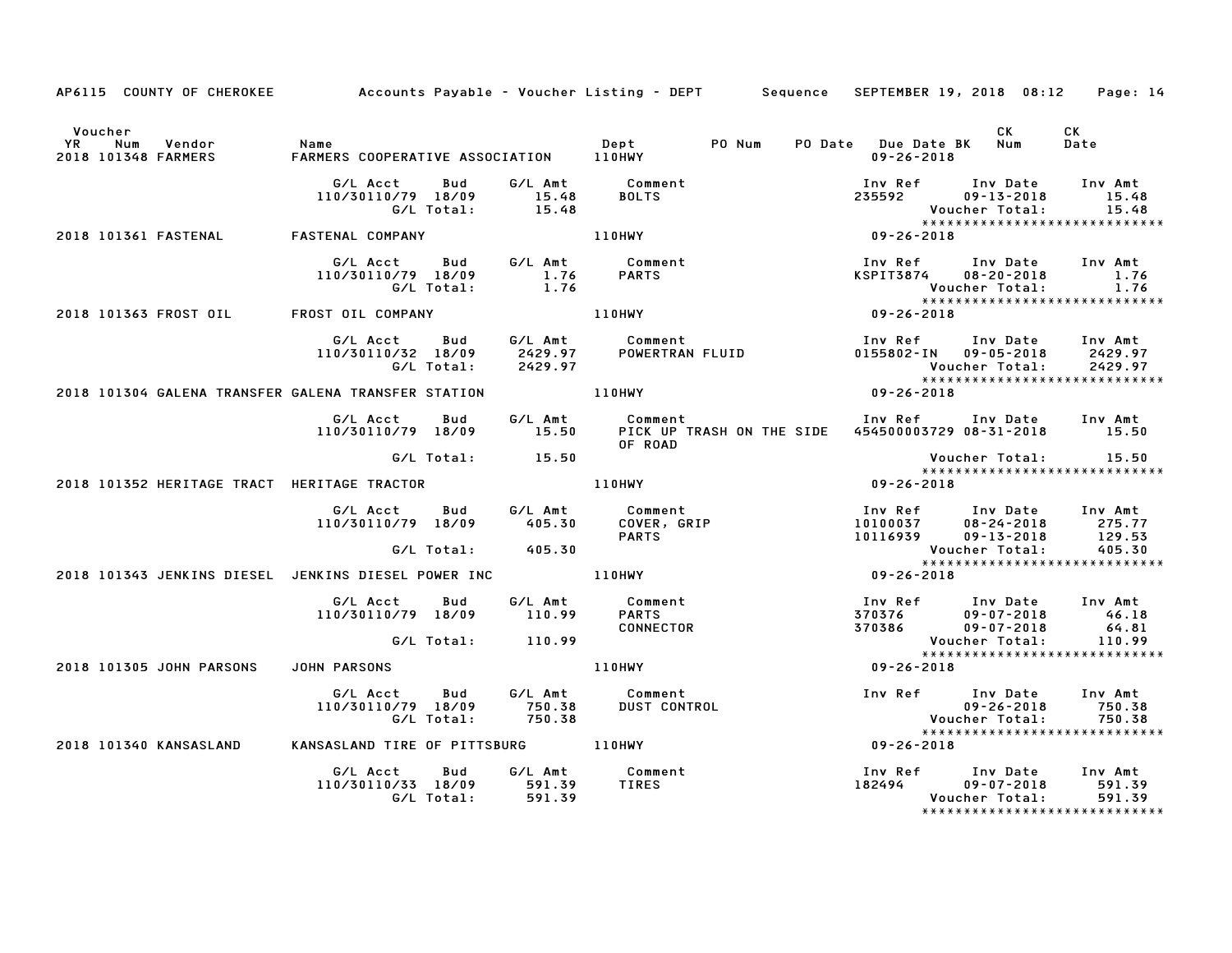AP6115 COUNTY OF CHEROKEE — Accounts Payable - Voucher Listing - DEPT — Sequence — SEPTEMBER 19, 2018 08:12

| Voucher YR | Num | Vendor | Name | Dept | PO Num | PO Date | Due Date BK | CK Num | CK Date |
|---|---|---|---|---|---|---|---|---|---|
| 2018 | 101348 | FARMERS | FARMERS COOPERATIVE ASSOCIATION | 110HWY | | | 09-26-2018 | | |

| G/L Acct | Bud | G/L Amt | Comment | Inv Ref | Inv Date | Inv Amt |
|---|---|---|---|---|---|---|
| 110/30110/79 | 18/09 | 15.48 | BOLTS | 235592 | 09-13-2018 | 15.48 |
| | G/L Total: | 15.48 | | | Voucher Total: | 15.48 |

****************************

| Voucher YR | Num | Vendor | Name | Dept | Due Date |
|---|---|---|---|---|---|
| 2018 | 101361 | FASTENAL | FASTENAL COMPANY | 110HWY | 09-26-2018 |

| G/L Acct | Bud | G/L Amt | Comment | Inv Ref | Inv Date | Inv Amt |
|---|---|---|---|---|---|---|
| 110/30110/79 | 18/09 | 1.76 | PARTS | KSPIT3874 | 08-20-2018 | 1.76 |
| | G/L Total: | 1.76 | | | Voucher Total: | 1.76 |

****************************

| Voucher YR | Num | Vendor | Name | Dept | Due Date |
|---|---|---|---|---|---|
| 2018 | 101363 | FROST OIL | FROST OIL COMPANY | 110HWY | 09-26-2018 |

| G/L Acct | Bud | G/L Amt | Comment | Inv Ref | Inv Date | Inv Amt |
|---|---|---|---|---|---|---|
| 110/30110/32 | 18/09 | 2429.97 | POWERTRAN FLUID | 0155802-IN | 09-05-2018 | 2429.97 |
| | G/L Total: | 2429.97 | | | Voucher Total: | 2429.97 |

****************************

| Voucher YR | Num | Vendor | Name | Dept | Due Date |
|---|---|---|---|---|---|
| 2018 | 101304 | GALENA TRANSFER | GALENA TRANSFER STATION | 110HWY | 09-26-2018 |

| G/L Acct | Bud | G/L Amt | Comment | Inv Ref | Inv Date | Inv Amt |
|---|---|---|---|---|---|---|
| 110/30110/79 | 18/09 | 15.50 | PICK UP TRASH ON THE SIDE OF ROAD | 454500003729 | 08-31-2018 | 15.50 |
| | G/L Total: | 15.50 | | | Voucher Total: | 15.50 |

****************************

| Voucher YR | Num | Vendor | Name | Dept | Due Date |
|---|---|---|---|---|---|
| 2018 | 101352 | HERITAGE TRACT | HERITAGE TRACTOR | 110HWY | 09-26-2018 |

| G/L Acct | Bud | G/L Amt | Comment | Inv Ref | Inv Date | Inv Amt |
|---|---|---|---|---|---|---|
| 110/30110/79 | 18/09 | 405.30 | COVER, GRIP | 10100037 | 08-24-2018 | 275.77 |
| | | | PARTS | 10116939 | 09-13-2018 | 129.53 |
| | G/L Total: | 405.30 | | | Voucher Total: | 405.30 |

****************************

| Voucher YR | Num | Vendor | Name | Dept | Due Date |
|---|---|---|---|---|---|
| 2018 | 101343 | JENKINS DIESEL | JENKINS DIESEL POWER INC | 110HWY | 09-26-2018 |

| G/L Acct | Bud | G/L Amt | Comment | Inv Ref | Inv Date | Inv Amt |
|---|---|---|---|---|---|---|
| 110/30110/79 | 18/09 | 110.99 | PARTS | 370376 | 09-07-2018 | 46.18 |
| | | | CONNECTOR | 370386 | 09-07-2018 | 64.81 |
| | G/L Total: | 110.99 | | | Voucher Total: | 110.99 |

****************************

| Voucher YR | Num | Vendor | Name | Dept | Due Date |
|---|---|---|---|---|---|
| 2018 | 101305 | JOHN PARSONS | JOHN PARSONS | 110HWY | 09-26-2018 |

| G/L Acct | Bud | G/L Amt | Comment | Inv Ref | Inv Date | Inv Amt |
|---|---|---|---|---|---|---|
| 110/30110/79 | 18/09 | 750.38 | DUST CONTROL | | 09-26-2018 | 750.38 |
| | G/L Total: | 750.38 | | | Voucher Total: | 750.38 |

****************************

| Voucher YR | Num | Vendor | Name | Dept | Due Date |
|---|---|---|---|---|---|
| 2018 | 101340 | KANSASLAND | KANSASLAND TIRE OF PITTSBURG | 110HWY | 09-26-2018 |

| G/L Acct | Bud | G/L Amt | Comment | Inv Ref | Inv Date | Inv Amt |
|---|---|---|---|---|---|---|
| 110/30110/33 | 18/09 | 591.39 | TIRES | 182494 | 09-07-2018 | 591.39 |
| | G/L Total: | 591.39 | | | Voucher Total: | 591.39 |

****************************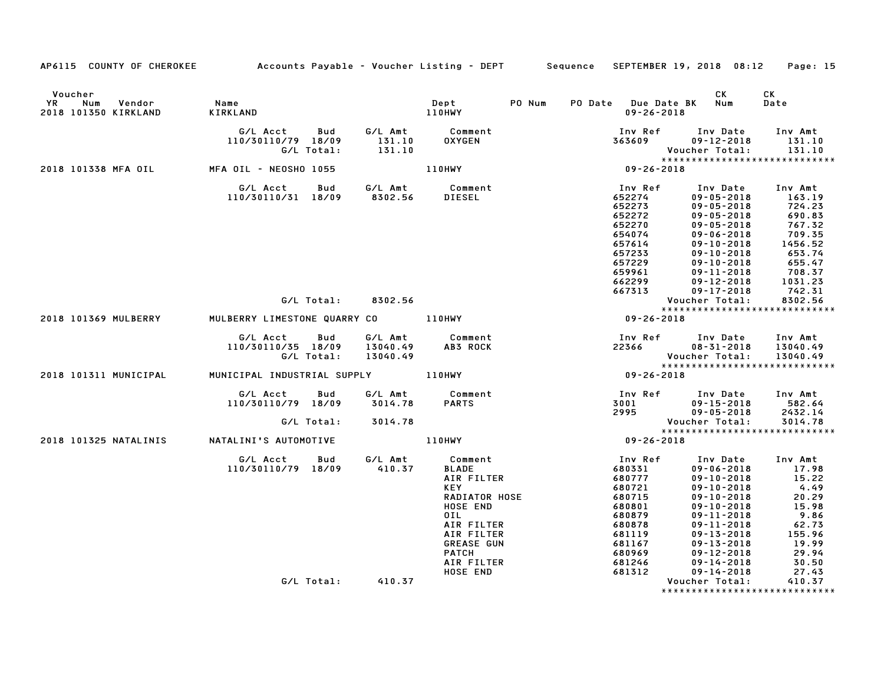AP6115 COUNTY OF CHEROKEE — Accounts Payable - Voucher Listing - DEPT — Sequence — SEPTEMBER 19, 2018 08:12

| Voucher YR | Num | Vendor | Name | Dept | PO Num | PO Date | Due Date BK | CK Num | CK Date |
|---|---|---|---|---|---|---|---|---|---|
| 2018 | 101350 | KIRKLAND | KIRKLAND | 110HWY | | | 09-26-2018 | | |

| G/L Acct | Bud | G/L Amt | Comment | Inv Ref | Inv Date | Inv Amt |
|---|---|---|---|---|---|---|
| 110/30110/79 | 18/09 | 131.10 | OXYGEN | 363609 | 09-12-2018 | 131.10 |
| | G/L Total: | 131.10 | | | Voucher Total: | 131.10 |

******************************

| Voucher YR | Num | Vendor | Name | Dept | PO Num | PO Date | Due Date BK | CK Num | CK Date |
|---|---|---|---|---|---|---|---|---|---|
| 2018 | 101338 | MFA OIL | MFA OIL - NEOSHO 1055 | 110HWY | | | 09-26-2018 | | |

| G/L Acct | Bud | G/L Amt | Comment | Inv Ref | Inv Date | Inv Amt |
|---|---|---|---|---|---|---|
| 110/30110/31 | 18/09 | 8302.56 | DIESEL | 652274 | 09-05-2018 | 163.19 |
| | | | | 652273 | 09-05-2018 | 724.23 |
| | | | | 652272 | 09-05-2018 | 690.83 |
| | | | | 652270 | 09-05-2018 | 767.32 |
| | | | | 654074 | 09-06-2018 | 709.35 |
| | | | | 657614 | 09-10-2018 | 1456.52 |
| | | | | 657233 | 09-10-2018 | 653.74 |
| | | | | 657229 | 09-10-2018 | 655.47 |
| | | | | 659961 | 09-11-2018 | 708.37 |
| | | | | 662299 | 09-12-2018 | 1031.23 |
| | | | | 667313 | 09-17-2018 | 742.31 |
| | G/L Total: | 8302.56 | | | Voucher Total: | 8302.56 |

******************************

| Voucher YR | Num | Vendor | Name | Dept | PO Num | PO Date | Due Date BK | CK Num | CK Date |
|---|---|---|---|---|---|---|---|---|---|
| 2018 | 101369 | MULBERRY | MULBERRY LIMESTONE QUARRY CO | 110HWY | | | 09-26-2018 | | |

| G/L Acct | Bud | G/L Amt | Comment | Inv Ref | Inv Date | Inv Amt |
|---|---|---|---|---|---|---|
| 110/30110/35 | 18/09 | 13040.49 | AB3 ROCK | 22366 | 08-31-2018 | 13040.49 |
| | G/L Total: | 13040.49 | | | Voucher Total: | 13040.49 |

******************************

| Voucher YR | Num | Vendor | Name | Dept | PO Num | PO Date | Due Date BK | CK Num | CK Date |
|---|---|---|---|---|---|---|---|---|---|
| 2018 | 101311 | MUNICIPAL | MUNICIPAL INDUSTRIAL SUPPLY | 110HWY | | | 09-26-2018 | | |

| G/L Acct | Bud | G/L Amt | Comment | Inv Ref | Inv Date | Inv Amt |
|---|---|---|---|---|---|---|
| 110/30110/79 | 18/09 | 3014.78 | PARTS | 3001 | 09-15-2018 | 582.64 |
| | | | | 2995 | 09-05-2018 | 2432.14 |
| | G/L Total: | 3014.78 | | | Voucher Total: | 3014.78 |

******************************

| Voucher YR | Num | Vendor | Name | Dept | PO Num | PO Date | Due Date BK | CK Num | CK Date |
|---|---|---|---|---|---|---|---|---|---|
| 2018 | 101325 | NATALINIS | NATALINI'S AUTOMOTIVE | 110HWY | | | 09-26-2018 | | |

| G/L Acct | Bud | G/L Amt | Comment | Inv Ref | Inv Date | Inv Amt |
|---|---|---|---|---|---|---|
| 110/30110/79 | 18/09 | 410.37 | BLADE | 680331 | 09-06-2018 | 17.98 |
| | | | AIR FILTER | 680777 | 09-10-2018 | 15.22 |
| | | | KEY | 680721 | 09-10-2018 | 4.49 |
| | | | RADIATOR HOSE | 680715 | 09-10-2018 | 20.29 |
| | | | HOSE END | 680801 | 09-10-2018 | 15.98 |
| | | | OIL | 680879 | 09-11-2018 | 9.86 |
| | | | AIR FILTER | 680878 | 09-11-2018 | 62.73 |
| | | | AIR FILTER | 681119 | 09-13-2018 | 155.96 |
| | | | GREASE GUN | 681167 | 09-13-2018 | 19.99 |
| | | | PATCH | 680969 | 09-12-2018 | 29.94 |
| | | | AIR FILTER | 681246 | 09-14-2018 | 30.50 |
| | | | HOSE END | 681312 | 09-14-2018 | 27.43 |
| | G/L Total: | 410.37 | | | Voucher Total: | 410.37 |

******************************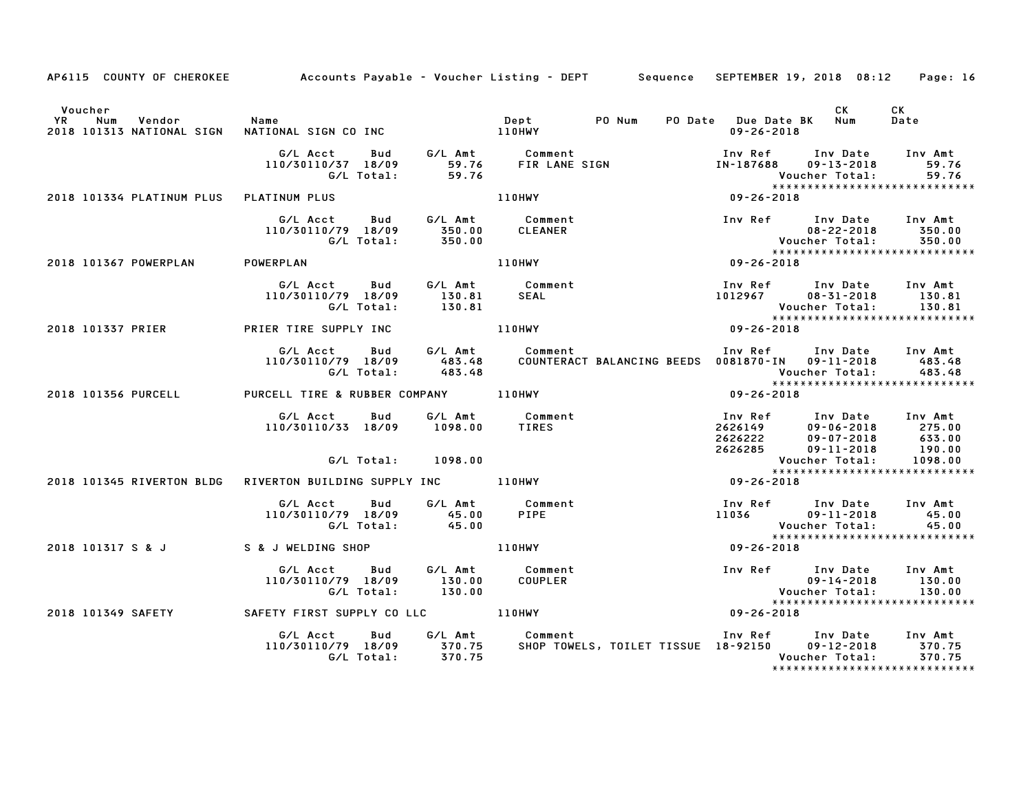AP6115 COUNTY OF CHEROKEE — Accounts Payable - Voucher Listing - DEPT — Sequence — SEPTEMBER 19, 2018 08:12

| Voucher YR | Num | Vendor | Name | Dept | PO Num | PO Date | Due Date BK | CK Num | CK Date |
|---|---|---|---|---|---|---|---|---|---|
| 2018 | 101313 | NATIONAL SIGN | NATIONAL SIGN CO INC | 110HWY | | | 09-26-2018 | | |

| G/L Acct | Bud | G/L Amt | Comment | Inv Ref | Inv Date | Inv Amt |
|---|---|---|---|---|---|---|
| 110/30110/37 | 18/09 | 59.76 | FIR LANE SIGN | IN-187688 | 09-13-2018 | 59.76 |
| | G/L Total: | 59.76 | | | Voucher Total: | 59.76 |

| Voucher YR | Num | Vendor | Name | Dept | Due Date |
|---|---|---|---|---|---|
| 2018 | 101334 | PLATINUM PLUS | PLATINUM PLUS | 110HWY | 09-26-2018 |

| G/L Acct | Bud | G/L Amt | Comment | Inv Ref | Inv Date | Inv Amt |
|---|---|---|---|---|---|---|
| 110/30110/79 | 18/09 | 350.00 | CLEANER | | 08-22-2018 | 350.00 |
| | G/L Total: | 350.00 | | | Voucher Total: | 350.00 |

| Voucher YR | Num | Vendor | Name | Dept | Due Date |
|---|---|---|---|---|---|
| 2018 | 101367 | POWERPLAN | POWERPLAN | 110HWY | 09-26-2018 |

| G/L Acct | Bud | G/L Amt | Comment | Inv Ref | Inv Date | Inv Amt |
|---|---|---|---|---|---|---|
| 110/30110/79 | 18/09 | 130.81 | SEAL | 1012967 | 08-31-2018 | 130.81 |
| | G/L Total: | 130.81 | | | Voucher Total: | 130.81 |

| Voucher YR | Num | Vendor | Name | Dept | Due Date |
|---|---|---|---|---|---|
| 2018 | 101337 | PRIER | PRIER TIRE SUPPLY INC | 110HWY | 09-26-2018 |

| G/L Acct | Bud | G/L Amt | Comment | Inv Ref | Inv Date | Inv Amt |
|---|---|---|---|---|---|---|
| 110/30110/79 | 18/09 | 483.48 | COUNTERACT BALANCING BEEDS | 0081870-IN | 09-11-2018 | 483.48 |
| | G/L Total: | 483.48 | | | Voucher Total: | 483.48 |

| Voucher YR | Num | Vendor | Name | Dept | Due Date |
|---|---|---|---|---|---|
| 2018 | 101356 | PURCELL | PURCELL TIRE & RUBBER COMPANY | 110HWY | 09-26-2018 |

| G/L Acct | Bud | G/L Amt | Comment | Inv Ref | Inv Date | Inv Amt |
|---|---|---|---|---|---|---|
| 110/30110/33 | 18/09 | 1098.00 | TIRES | 2626149 | 09-06-2018 | 275.00 |
| | | | | 2626222 | 09-07-2018 | 633.00 |
| | | | | 2626285 | 09-11-2018 | 190.00 |
| | G/L Total: | 1098.00 | | | Voucher Total: | 1098.00 |

| Voucher YR | Num | Vendor | Name | Dept | Due Date |
|---|---|---|---|---|---|
| 2018 | 101345 | RIVERTON BLDG | RIVERTON BUILDING SUPPLY INC | 110HWY | 09-26-2018 |

| G/L Acct | Bud | G/L Amt | Comment | Inv Ref | Inv Date | Inv Amt |
|---|---|---|---|---|---|---|
| 110/30110/79 | 18/09 | 45.00 | PIPE | 11036 | 09-11-2018 | 45.00 |
| | G/L Total: | 45.00 | | | Voucher Total: | 45.00 |

| Voucher YR | Num | Vendor | Name | Dept | Due Date |
|---|---|---|---|---|---|
| 2018 | 101317 | S & J | S & J WELDING SHOP | 110HWY | 09-26-2018 |

| G/L Acct | Bud | G/L Amt | Comment | Inv Ref | Inv Date | Inv Amt |
|---|---|---|---|---|---|---|
| 110/30110/79 | 18/09 | 130.00 | COUPLER | | 09-14-2018 | 130.00 |
| | G/L Total: | 130.00 | | | Voucher Total: | 130.00 |

| Voucher YR | Num | Vendor | Name | Dept | Due Date |
|---|---|---|---|---|---|
| 2018 | 101349 | SAFETY | SAFETY FIRST SUPPLY CO LLC | 110HWY | 09-26-2018 |

| G/L Acct | Bud | G/L Amt | Comment | Inv Ref | Inv Date | Inv Amt |
|---|---|---|---|---|---|---|
| 110/30110/79 | 18/09 | 370.75 | SHOP TOWELS, TOILET TISSUE | 18-92150 | 09-12-2018 | 370.75 |
| | G/L Total: | 370.75 | | | Voucher Total: | 370.75 |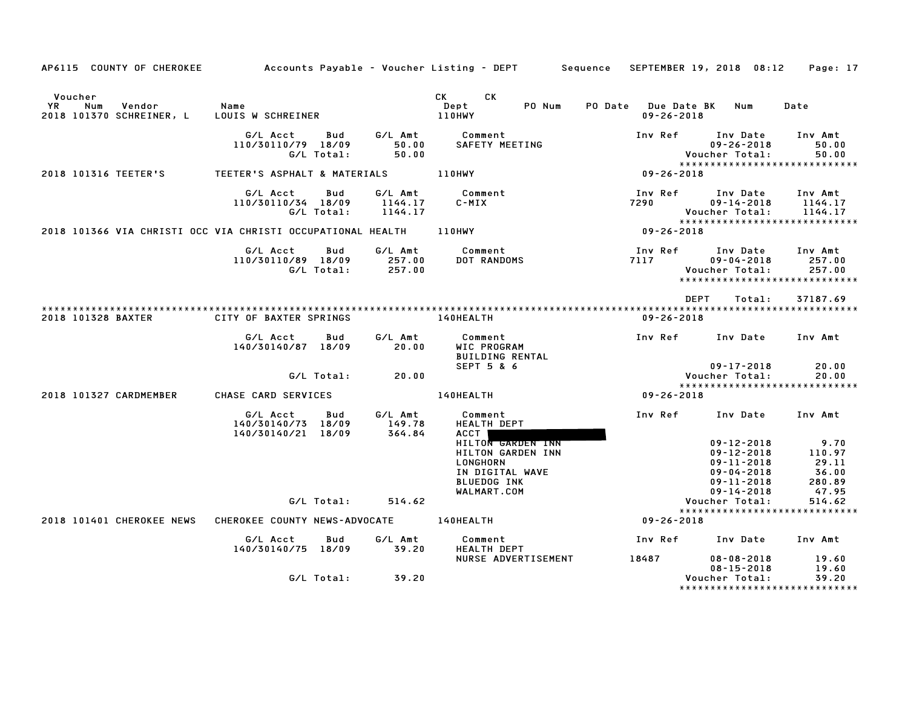AP6115 COUNTY OF CHEROKEE — Accounts Payable - Voucher Listing - DEPT — Sequence SEPTEMBER 19, 2018 08:12

| Voucher YR | Num | Vendor | Name | CK Dept | CK PO Num | PO Date | Due Date BK | Num | Date |
|---|---|---|---|---|---|---|---|---|---|
| 2018 | 101370 | SCHREINER, L | LOUIS W SCHREINER | 110HWY | | | 09-26-2018 | | |

| G/L Acct | Bud | G/L Amt | Comment | Inv Ref | Inv Date | Inv Amt |
|---|---|---|---|---|---|---|
| 110/30110/79 | 18/09 | 50.00 | SAFETY MEETING | | 09-26-2018 | 50.00 |
| | G/L Total: | 50.00 | | | Voucher Total: | 50.00 |

******************************

2018 101316 TEETER'S — TEETER'S ASPHALT & MATERIALS — 110HWY — 09-26-2018

| G/L Acct | Bud | G/L Amt | Comment | Inv Ref | Inv Date | Inv Amt |
|---|---|---|---|---|---|---|
| 110/30110/34 | 18/09 | 1144.17 | C-MIX | 7290 | 09-14-2018 | 1144.17 |
| | G/L Total: | 1144.17 | | | Voucher Total: | 1144.17 |

******************************

2018 101366 VIA CHRISTI OCC — VIA CHRISTI OCCUPATIONAL HEALTH — 110HWY — 09-26-2018

| G/L Acct | Bud | G/L Amt | Comment | Inv Ref | Inv Date | Inv Amt |
|---|---|---|---|---|---|---|
| 110/30110/89 | 18/09 | 257.00 | DOT RANDOMS | 7117 | 09-04-2018 | 257.00 |
| | G/L Total: | 257.00 | | | Voucher Total: | 257.00 |

******************************

DEPT Total: 37187.69

******************************

2018 101328 BAXTER — CITY OF BAXTER SPRINGS — 140HEALTH — 09-26-2018

| G/L Acct | Bud | G/L Amt | Comment | Inv Ref | Inv Date | Inv Amt |
|---|---|---|---|---|---|---|
| 140/30140/87 | 18/09 | 20.00 | WIC PROGRAM | | | |
| | | | BUILDING RENTAL | | | |
| | | | SEPT 5 & 6 | | 09-17-2018 | 20.00 |
| | G/L Total: | 20.00 | | | Voucher Total: | 20.00 |

******************************

2018 101327 CARDMEMBER — CHASE CARD SERVICES — 140HEALTH — 09-26-2018

| G/L Acct | Bud | G/L Amt | Comment | Inv Ref | Inv Date | Inv Amt |
|---|---|---|---|---|---|---|
| 140/30140/73 | 18/09 | 149.78 | HEALTH DEPT | | | |
| 140/30140/21 | 18/09 | 364.84 | ACCT [REDACTED] | | | |
| | | | HILTON GARDEN INN | | 09-12-2018 | 9.70 |
| | | | HILTON GARDEN INN | | 09-12-2018 | 110.97 |
| | | | LONGHORN | | 09-11-2018 | 29.11 |
| | | | IN DIGITAL WAVE | | 09-04-2018 | 36.00 |
| | | | BLUEDOG INK | | 09-11-2018 | 280.89 |
| | | | WALMART.COM | | 09-14-2018 | 47.95 |
| | G/L Total: | 514.62 | | | Voucher Total: | 514.62 |

******************************

2018 101401 CHEROKEE NEWS — CHEROKEE COUNTY NEWS-ADVOCATE — 140HEALTH — 09-26-2018

| G/L Acct | Bud | G/L Amt | Comment | Inv Ref | Inv Date | Inv Amt |
|---|---|---|---|---|---|---|
| 140/30140/75 | 18/09 | 39.20 | HEALTH DEPT | | | |
| | | | NURSE ADVERTISEMENT | 18487 | 08-08-2018 | 19.60 |
| | | | | | 08-15-2018 | 19.60 |
| | G/L Total: | 39.20 | | | Voucher Total: | 39.20 |

******************************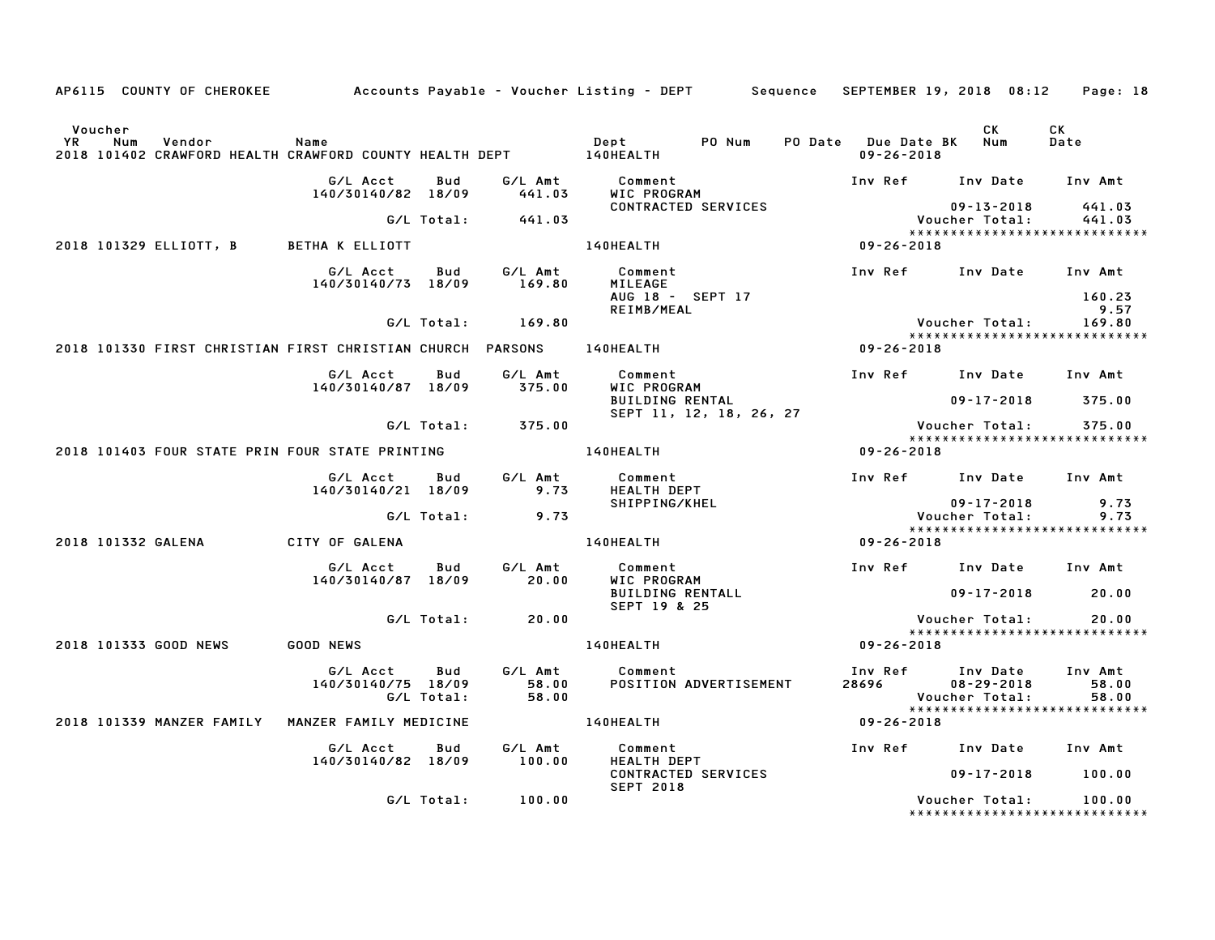AP6115 COUNTY OF CHEROKEE — Accounts Payable - Voucher Listing - DEPT — Sequence — SEPTEMBER 19, 2018 08:12

| Voucher YR | Num | Vendor | Name | Dept | PO Num | PO Date | Due Date BK | CK Num | CK Date |
|---|---|---|---|---|---|---|---|---|---|
| 2018 | 101402 | CRAWFORD HEALTH | CRAWFORD COUNTY HEALTH DEPT | 140HEALTH | | | 09-26-2018 | | |

| G/L Acct | Bud | G/L Amt | Comment | Inv Ref | Inv Date | Inv Amt |
|---|---|---|---|---|---|---|
| 140/30140/82 | 18/09 | 441.03 | WIC PROGRAM | | | |
| | | | CONTRACTED SERVICES | | 09-13-2018 | 441.03 |
| | G/L Total: | 441.03 | | | Voucher Total: | 441.03 |

*****************************

| Voucher YR | Num | Vendor | Name | Dept | Due Date BK |
|---|---|---|---|---|---|
| 2018 | 101329 | ELLIOTT, B | BETHA K ELLIOTT | 140HEALTH | 09-26-2018 |

| G/L Acct | Bud | G/L Amt | Comment | Inv Ref | Inv Date | Inv Amt |
|---|---|---|---|---|---|---|
| 140/30140/73 | 18/09 | 169.80 | MILEAGE | | | |
| | | | AUG 18 - SEPT 17 | | | 160.23 |
| | | | REIMB/MEAL | | | 9.57 |
| | G/L Total: | 169.80 | | | Voucher Total: | 169.80 |

*****************************

| Voucher YR | Num | Vendor | Name | Dept | Due Date BK |
|---|---|---|---|---|---|
| 2018 | 101330 | FIRST CHRISTIAN | FIRST CHRISTIAN CHURCH PARSONS | 140HEALTH | 09-26-2018 |

| G/L Acct | Bud | G/L Amt | Comment | Inv Ref | Inv Date | Inv Amt |
|---|---|---|---|---|---|---|
| 140/30140/87 | 18/09 | 375.00 | WIC PROGRAM | | | |
| | | | BUILDING RENTAL | | 09-17-2018 | 375.00 |
| | | | SEPT 11, 12, 18, 26, 27 | | | |
| | G/L Total: | 375.00 | | | Voucher Total: | 375.00 |

*****************************

| Voucher YR | Num | Vendor | Name | Dept | Due Date BK |
|---|---|---|---|---|---|
| 2018 | 101403 | FOUR STATE PRIN | FOUR STATE PRINTING | 140HEALTH | 09-26-2018 |

| G/L Acct | Bud | G/L Amt | Comment | Inv Ref | Inv Date | Inv Amt |
|---|---|---|---|---|---|---|
| 140/30140/21 | 18/09 | 9.73 | HEALTH DEPT | | | |
| | | | SHIPPING/KHEL | | 09-17-2018 | 9.73 |
| | G/L Total: | 9.73 | | | Voucher Total: | 9.73 |

*****************************

| Voucher YR | Num | Vendor | Name | Dept | Due Date BK |
|---|---|---|---|---|---|
| 2018 | 101332 | GALENA | CITY OF GALENA | 140HEALTH | 09-26-2018 |

| G/L Acct | Bud | G/L Amt | Comment | Inv Ref | Inv Date | Inv Amt |
|---|---|---|---|---|---|---|
| 140/30140/87 | 18/09 | 20.00 | WIC PROGRAM | | | |
| | | | BUILDING RENTALL | | 09-17-2018 | 20.00 |
| | | | SEPT 19 & 25 | | | |
| | G/L Total: | 20.00 | | | Voucher Total: | 20.00 |

*****************************

| Voucher YR | Num | Vendor | Name | Dept | Due Date BK |
|---|---|---|---|---|---|
| 2018 | 101333 | GOOD NEWS | GOOD NEWS | 140HEALTH | 09-26-2018 |

| G/L Acct | Bud | G/L Amt | Comment | Inv Ref | Inv Date | Inv Amt |
|---|---|---|---|---|---|---|
| 140/30140/75 | 18/09 | 58.00 | POSITION ADVERTISEMENT | 28696 | 08-29-2018 | 58.00 |
| | G/L Total: | 58.00 | | | Voucher Total: | 58.00 |

*****************************

| Voucher YR | Num | Vendor | Name | Dept | Due Date BK |
|---|---|---|---|---|---|
| 2018 | 101339 | MANZER FAMILY | MANZER FAMILY MEDICINE | 140HEALTH | 09-26-2018 |

| G/L Acct | Bud | G/L Amt | Comment | Inv Ref | Inv Date | Inv Amt |
|---|---|---|---|---|---|---|
| 140/30140/82 | 18/09 | 100.00 | HEALTH DEPT | | | |
| | | | CONTRACTED SERVICES | | 09-17-2018 | 100.00 |
| | | | SEPT 2018 | | | |
| | G/L Total: | 100.00 | | | Voucher Total: | 100.00 |

*****************************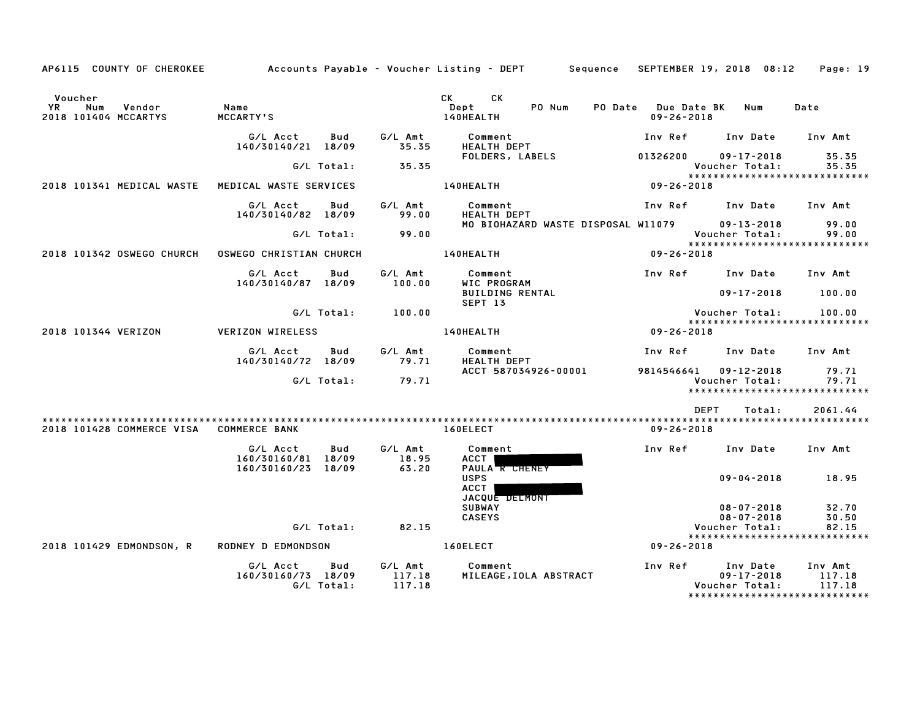AP6115 COUNTY OF CHEROKEE Accounts Payable - Voucher Listing - DEPT Sequence SEPTEMBER 19, 2018 08:12 Page: 19

| Voucher YR Num Vendor | Name | | | CK Dept | CK PO Num | PO Date | Due Date BK | Num | Date |
|---|---|---|---|---|---|---|---|---|---|
| 2018 101404 MCCARTYS | MCCARTY'S | | | 140HEALTH | | | 09-26-2018 | | |

| G/L Acct | Bud | G/L Amt | Comment | Inv Ref | Inv Date | Inv Amt |
|---|---|---|---|---|---|---|
| 140/30140/21 | 18/09 | 35.35 | HEALTH DEPT | | | |
| | | | FOLDERS, LABELS | 01326200 | 09-17-2018 | 35.35 |
| | G/L Total: | 35.35 | | | Voucher Total: | 35.35 |

2018 101341 MEDICAL WASTE — MEDICAL WASTE SERVICES — 140HEALTH — 09-26-2018

| G/L Acct | Bud | G/L Amt | Comment | Inv Ref | Inv Date | Inv Amt |
|---|---|---|---|---|---|---|
| 140/30140/82 | 18/09 | 99.00 | HEALTH DEPT | | | |
| | | | MO BIOHAZARD WASTE DISPOSAL | W11079 | 09-13-2018 | 99.00 |
| | G/L Total: | 99.00 | | | Voucher Total: | 99.00 |

2018 101342 OSWEGO CHURCH — OSWEGO CHRISTIAN CHURCH — 140HEALTH — 09-26-2018

| G/L Acct | Bud | G/L Amt | Comment | Inv Ref | Inv Date | Inv Amt |
|---|---|---|---|---|---|---|
| 140/30140/87 | 18/09 | 100.00 | WIC PROGRAM | | | |
| | | | BUILDING RENTAL | | 09-17-2018 | 100.00 |
| | | | SEPT 13 | | | |
| | G/L Total: | 100.00 | | | Voucher Total: | 100.00 |

2018 101344 VERIZON — VERIZON WIRELESS — 140HEALTH — 09-26-2018

| G/L Acct | Bud | G/L Amt | Comment | Inv Ref | Inv Date | Inv Amt |
|---|---|---|---|---|---|---|
| 140/30140/72 | 18/09 | 79.71 | HEALTH DEPT | | | |
| | | | ACCT 587034926-00001 | 9814546641 | 09-12-2018 | 79.71 |
| | G/L Total: | 79.71 | | | Voucher Total: | 79.71 |

DEPT Total: 2061.44

2018 101428 COMMERCE VISA — COMMERCE BANK — 160ELECT — 09-26-2018

| G/L Acct | Bud | G/L Amt | Comment | Inv Ref | Inv Date | Inv Amt |
|---|---|---|---|---|---|---|
| 160/30160/81 | 18/09 | 18.95 | ACCT [REDACTED] | | | |
| 160/30160/23 | 18/09 | 63.20 | PAULA R CHENEY | | | |
| | | | USPS | | 09-04-2018 | 18.95 |
| | | | ACCT [REDACTED] | | | |
| | | | JACQUE DELMONT | | | |
| | | | SUBWAY | | 08-07-2018 | 32.70 |
| | | | CASEYS | | 08-07-2018 | 30.50 |
| | G/L Total: | 82.15 | | | Voucher Total: | 82.15 |

2018 101429 EDMONDSON, R — RODNEY D EDMONDSON — 160ELECT — 09-26-2018

| G/L Acct | Bud | G/L Amt | Comment | Inv Ref | Inv Date | Inv Amt |
|---|---|---|---|---|---|---|
| 160/30160/73 | 18/09 | 117.18 | MILEAGE,IOLA ABSTRACT | | 09-17-2018 | 117.18 |
| | G/L Total: | 117.18 | | | Voucher Total: | 117.18 |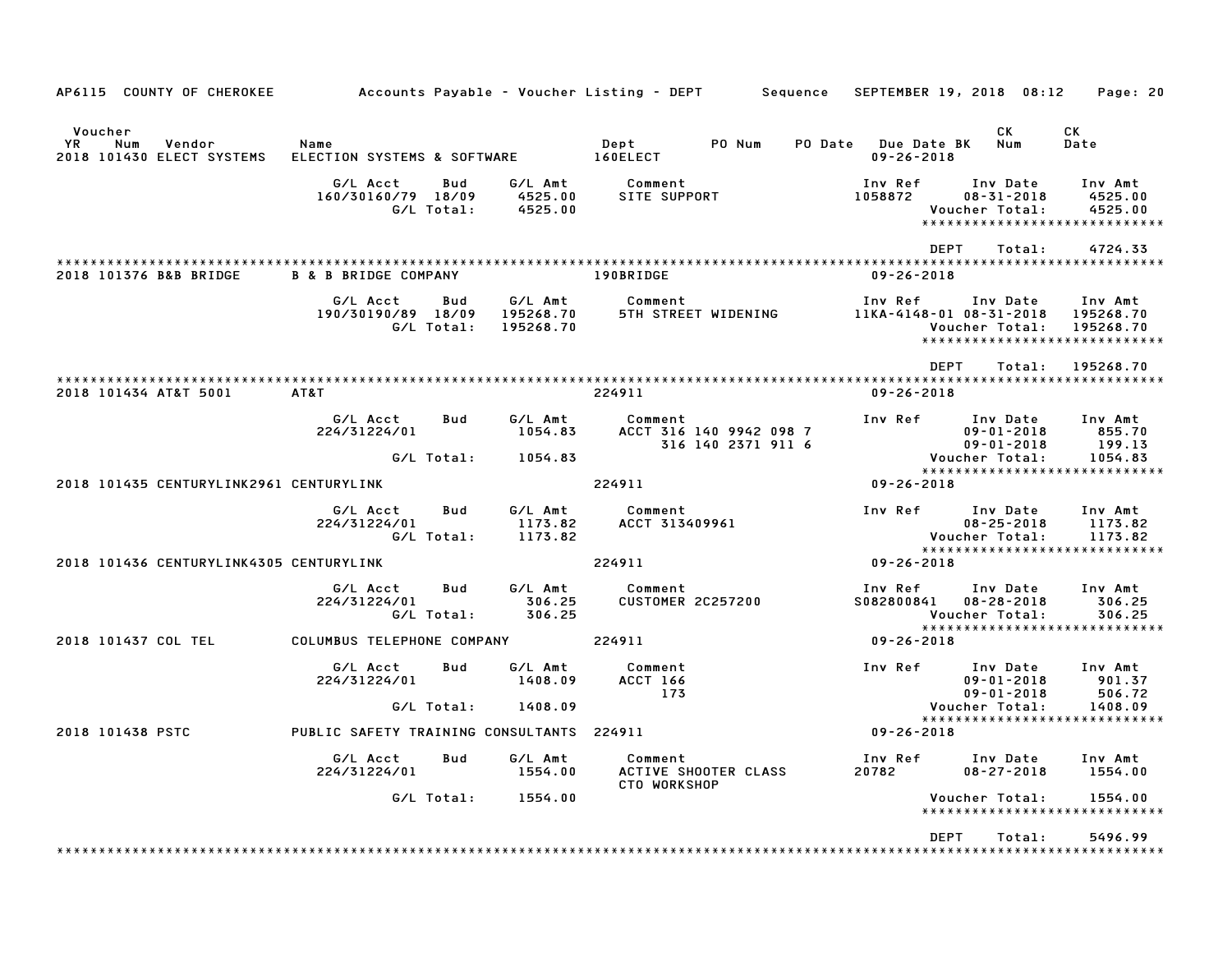AP6115 COUNTY OF CHEROKEE — Accounts Payable - Voucher Listing - DEPT — Sequence — SEPTEMBER 19, 2018 08:12

| Voucher YR | Num | Vendor | Name | Dept | PO Num | PO Date | Due Date BK | CK Num | CK Date |
|---|---|---|---|---|---|---|---|---|---|
| 2018 | 101430 | ELECT SYSTEMS | ELECTION SYSTEMS & SOFTWARE | 160ELECT | | | 09-26-2018 | | |

| G/L Acct | Bud | G/L Amt | Comment | Inv Ref | Inv Date | Inv Amt |
|---|---|---|---|---|---|---|
| 160/30160/79 | 18/09 | 4525.00 | SITE SUPPORT | 1058872 | 08-31-2018 | 4525.00 |
| | G/L Total: | 4525.00 | | | Voucher Total: | 4525.00 |

DEPT Total: 4724.33

| Voucher YR | Num | Vendor | Name | Dept | PO Num | PO Date | Due Date BK | CK Num | CK Date |
|---|---|---|---|---|---|---|---|---|---|
| 2018 | 101376 | B&B BRIDGE | B & B BRIDGE COMPANY | 190BRIDGE | | | 09-26-2018 | | |

| G/L Acct | Bud | G/L Amt | Comment | Inv Ref | Inv Date | Inv Amt |
|---|---|---|---|---|---|---|
| 190/30190/89 | 18/09 | 195268.70 | 5TH STREET WIDENING | 11KA-4148-01 | 08-31-2018 | 195268.70 |
| | G/L Total: | 195268.70 | | | Voucher Total: | 195268.70 |

DEPT Total: 195268.70

| Voucher YR | Num | Vendor | Name | Dept | PO Num | PO Date | Due Date BK | CK Num | CK Date |
|---|---|---|---|---|---|---|---|---|---|
| 2018 | 101434 | AT&T 5001 | AT&T | 224911 | | | 09-26-2018 | | |

| G/L Acct | Bud | G/L Amt | Comment | Inv Ref | Inv Date | Inv Amt |
|---|---|---|---|---|---|---|
| 224/31224/01 | | 1054.83 | ACCT 316 140 9942 098 7 | | 09-01-2018 | 855.70 |
| | | | 316 140 2371 911 6 | | 09-01-2018 | 199.13 |
| | G/L Total: | 1054.83 | | | Voucher Total: | 1054.83 |

| Voucher YR | Num | Vendor | Name | Dept | PO Num | PO Date | Due Date BK | CK Num | CK Date |
|---|---|---|---|---|---|---|---|---|---|
| 2018 | 101435 | CENTURYLINK2961 | CENTURYLINK | 224911 | | | 09-26-2018 | | |

| G/L Acct | Bud | G/L Amt | Comment | Inv Ref | Inv Date | Inv Amt |
|---|---|---|---|---|---|---|
| 224/31224/01 | | 1173.82 | ACCT 313409961 | | 08-25-2018 | 1173.82 |
| | G/L Total: | 1173.82 | | | Voucher Total: | 1173.82 |

| Voucher YR | Num | Vendor | Name | Dept | PO Num | PO Date | Due Date BK | CK Num | CK Date |
|---|---|---|---|---|---|---|---|---|---|
| 2018 | 101436 | CENTURYLINK4305 | CENTURYLINK | 224911 | | | 09-26-2018 | | |

| G/L Acct | Bud | G/L Amt | Comment | Inv Ref | Inv Date | Inv Amt |
|---|---|---|---|---|---|---|
| 224/31224/01 | | 306.25 | CUSTOMER 2C257200 | S082800841 | 08-28-2018 | 306.25 |
| | G/L Total: | 306.25 | | | Voucher Total: | 306.25 |

| Voucher YR | Num | Vendor | Name | Dept | PO Num | PO Date | Due Date BK | CK Num | CK Date |
|---|---|---|---|---|---|---|---|---|---|
| 2018 | 101437 | COL TEL | COLUMBUS TELEPHONE COMPANY | 224911 | | | 09-26-2018 | | |

| G/L Acct | Bud | G/L Amt | Comment | Inv Ref | Inv Date | Inv Amt |
|---|---|---|---|---|---|---|
| 224/31224/01 | | 1408.09 | ACCT 166 | | 09-01-2018 | 901.37 |
| | | | 173 | | 09-01-2018 | 506.72 |
| | G/L Total: | 1408.09 | | | Voucher Total: | 1408.09 |

| Voucher YR | Num | Vendor | Name | Dept | PO Num | PO Date | Due Date BK | CK Num | CK Date |
|---|---|---|---|---|---|---|---|---|---|
| 2018 | 101438 | PSTC | PUBLIC SAFETY TRAINING CONSULTANTS | 224911 | | | 09-26-2018 | | |

| G/L Acct | Bud | G/L Amt | Comment | Inv Ref | Inv Date | Inv Amt |
|---|---|---|---|---|---|---|
| 224/31224/01 | | 1554.00 | ACTIVE SHOOTER CLASS | 20782 | 08-27-2018 | 1554.00 |
| | | | CTO WORKSHOP | | | |
| | G/L Total: | 1554.00 | | | Voucher Total: | 1554.00 |

DEPT Total: 5496.99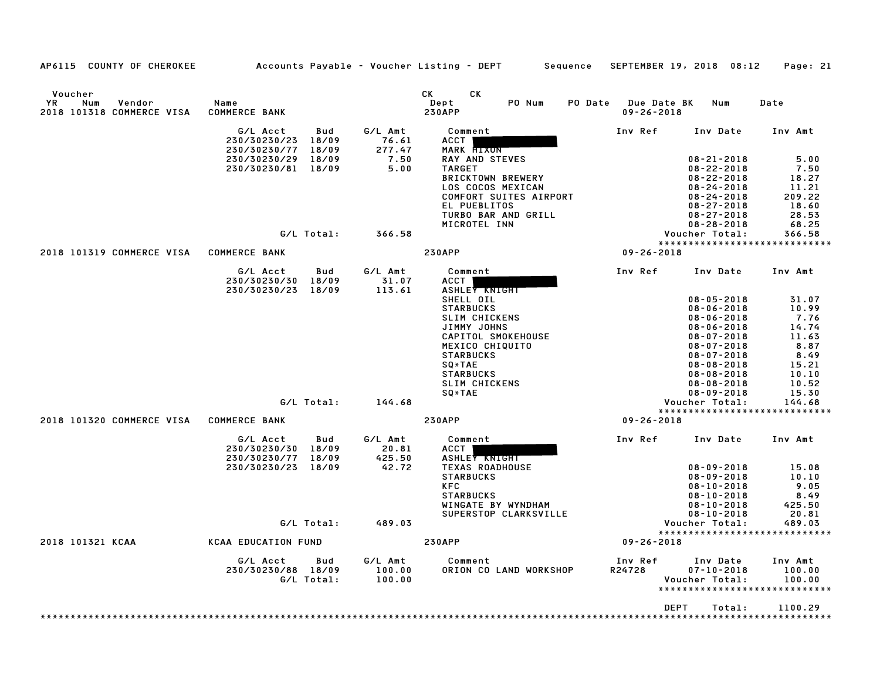AP6115 COUNTY OF CHEROKEE — Accounts Payable - Voucher Listing - DEPT — Sequence — SEPTEMBER 19, 2018 08:12

| Voucher YR | Num | Vendor | Name | CK Dept | CK PO Num | PO Date | Due Date BK | Num | Date |
|---|---|---|---|---|---|---|---|---|---|
| 2018 | 101318 | COMMERCE VISA | COMMERCE BANK | 230APP | | | 09-26-2018 | | |

| G/L Acct | Bud | G/L Amt | Comment | Inv Ref | Inv Date | Inv Amt |
|---|---|---|---|---|---|---|
| 230/30230/23 | 18/09 | 76.61 | ACCT [redacted] | | | |
| 230/30230/77 | 18/09 | 277.47 | MARK HIXON | | | |
| 230/30230/29 | 18/09 | 7.50 | RAY AND STEVES | | 08-21-2018 | 5.00 |
| 230/30230/81 | 18/09 | 5.00 | TARGET | | 08-22-2018 | 7.50 |
| | | | BRICKTOWN BREWERY | | 08-22-2018 | 18.27 |
| | | | LOS COCOS MEXICAN | | 08-24-2018 | 11.21 |
| | | | COMFORT SUITES AIRPORT | | 08-24-2018 | 209.22 |
| | | | EL PUEBLITOS | | 08-27-2018 | 18.60 |
| | | | TURBO BAR AND GRILL | | 08-27-2018 | 28.53 |
| | | | MICROTEL INN | | 08-28-2018 | 68.25 |
| | G/L Total: | 366.58 | | | Voucher Total: | 366.58 |

| Voucher YR | Num | Vendor | Name | CK Dept | Due Date |
|---|---|---|---|---|---|
| 2018 | 101319 | COMMERCE VISA | COMMERCE BANK | 230APP | 09-26-2018 |

| G/L Acct | Bud | G/L Amt | Comment | Inv Ref | Inv Date | Inv Amt |
|---|---|---|---|---|---|---|
| 230/30230/30 | 18/09 | 31.07 | ACCT [redacted] | | | |
| 230/30230/23 | 18/09 | 113.61 | ASHLEY KNIGHT | | | |
| | | | SHELL OIL | | 08-05-2018 | 31.07 |
| | | | STARBUCKS | | 08-06-2018 | 10.99 |
| | | | SLIM CHICKENS | | 08-06-2018 | 7.76 |
| | | | JIMMY JOHNS | | 08-06-2018 | 14.74 |
| | | | CAPITOL SMOKEHOUSE | | 08-07-2018 | 11.63 |
| | | | MEXICO CHIQUITO | | 08-07-2018 | 8.87 |
| | | | STARBUCKS | | 08-07-2018 | 8.49 |
| | | | SQ*TAE | | 08-08-2018 | 15.21 |
| | | | STARBUCKS | | 08-08-2018 | 10.10 |
| | | | SLIM CHICKENS | | 08-08-2018 | 10.52 |
| | | | SQ*TAE | | 08-09-2018 | 15.30 |
| | G/L Total: | 144.68 | | | Voucher Total: | 144.68 |

| Voucher YR | Num | Vendor | Name | CK Dept | Due Date |
|---|---|---|---|---|---|
| 2018 | 101320 | COMMERCE VISA | COMMERCE BANK | 230APP | 09-26-2018 |

| G/L Acct | Bud | G/L Amt | Comment | Inv Ref | Inv Date | Inv Amt |
|---|---|---|---|---|---|---|
| 230/30230/30 | 18/09 | 20.81 | ACCT [redacted] | | | |
| 230/30230/77 | 18/09 | 425.50 | ASHLEY KNIGHT | | | |
| 230/30230/23 | 18/09 | 42.72 | TEXAS ROADHOUSE | | 08-09-2018 | 15.08 |
| | | | STARBUCKS | | 08-09-2018 | 10.10 |
| | | | KFC | | 08-10-2018 | 9.05 |
| | | | STARBUCKS | | 08-10-2018 | 8.49 |
| | | | WINGATE BY WYNDHAM | | 08-10-2018 | 425.50 |
| | | | SUPERSTOP CLARKSVILLE | | 08-10-2018 | 20.81 |
| | G/L Total: | 489.03 | | | Voucher Total: | 489.03 |

| Voucher YR | Num | Vendor | Name | CK Dept | Due Date |
|---|---|---|---|---|---|
| 2018 | 101321 | KCAA | KCAA EDUCATION FUND | 230APP | 09-26-2018 |

| G/L Acct | Bud | G/L Amt | Comment | Inv Ref | Inv Date | Inv Amt |
|---|---|---|---|---|---|---|
| 230/30230/88 | 18/09 | 100.00 | ORION CO LAND WORKSHOP | R24728 | 07-10-2018 | 100.00 |
| | G/L Total: | 100.00 | | | Voucher Total: | 100.00 |

DEPT Total: 1100.29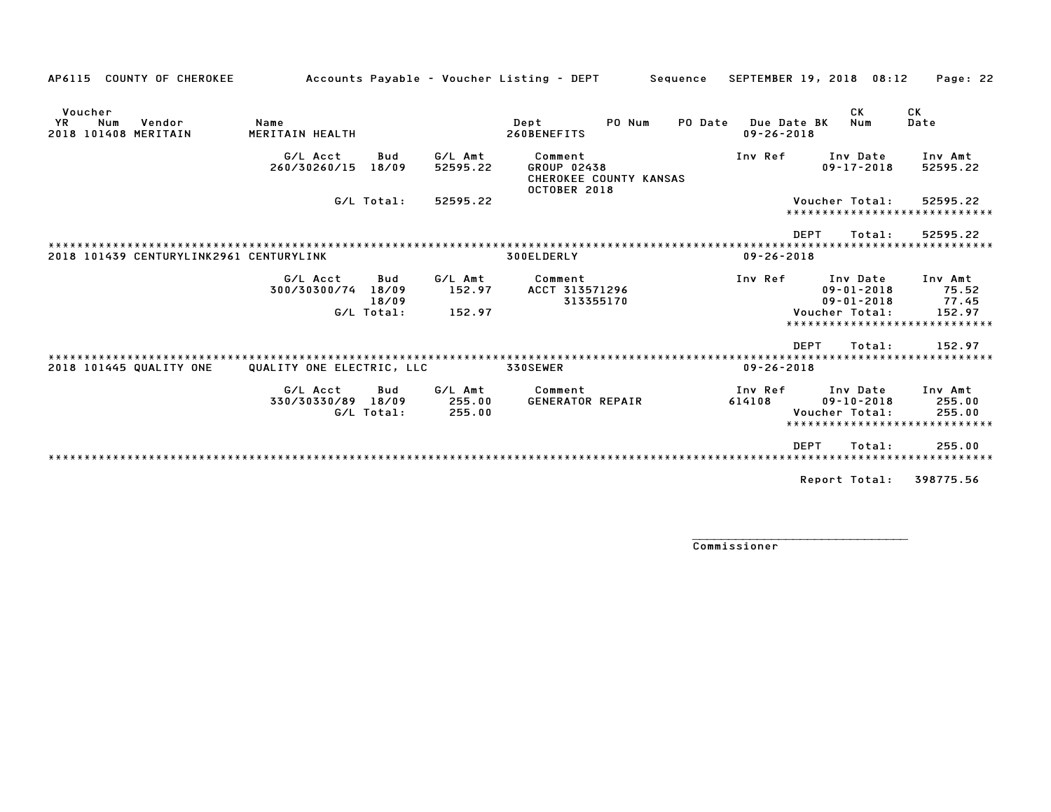AP6115 COUNTY OF CHEROKEE Accounts Payable - Voucher Listing - DEPT Sequence SEPTEMBER 19, 2018 08:12

| Voucher YR | Num | Vendor | Name | | | Dept | PO Num | PO Date | Due Date BK | CK Num | CK Date |
|---|---|---|---|---|---|---|---|---|---|---|---|
| 2018 | 101408 | MERITAIN | MERITAIN HEALTH | | | 260BENEFITS | | | 09-26-2018 | | |

| G/L Acct | Bud | G/L Amt | Comment | Inv Ref | Inv Date | Inv Amt |
|---|---|---|---|---|---|---|
| 260/30260/15 | 18/09 | 52595.22 | GROUP 02438 CHEROKEE COUNTY KANSAS OCTOBER 2018 | | 09-17-2018 | 52595.22 |
| | G/L Total: | 52595.22 | | | Voucher Total: | 52595.22 |

DEPT Total: 52595.22

| Voucher YR | Num | Vendor | Name | | | Dept | PO Num | PO Date | Due Date BK | CK Num | CK Date |
|---|---|---|---|---|---|---|---|---|---|---|---|
| 2018 | 101439 | CENTURYLINK2961 | CENTURYLINK | | | 300ELDERLY | | | 09-26-2018 | | |

| G/L Acct | Bud | G/L Amt | Comment | Inv Ref | Inv Date | Inv Amt |
|---|---|---|---|---|---|---|
| 300/30300/74 | 18/09 | 152.97 | ACCT 313571296 | | 09-01-2018 | 75.52 |
| | 18/09 | | 313355170 | | 09-01-2018 | 77.45 |
| | G/L Total: | 152.97 | | | Voucher Total: | 152.97 |

DEPT Total: 152.97

| Voucher YR | Num | Vendor | Name | | | Dept | PO Num | PO Date | Due Date BK | CK Num | CK Date |
|---|---|---|---|---|---|---|---|---|---|---|---|
| 2018 | 101445 | QUALITY ONE | QUALITY ONE ELECTRIC, LLC | | | 330SEWER | | | 09-26-2018 | | |

| G/L Acct | Bud | G/L Amt | Comment | Inv Ref | Inv Date | Inv Amt |
|---|---|---|---|---|---|---|
| 330/30330/89 | 18/09 | 255.00 | GENERATOR REPAIR | 614108 | 09-10-2018 | 255.00 |
| | G/L Total: | 255.00 | | | Voucher Total: | 255.00 |

DEPT Total: 255.00

Report Total: 398775.56

_______________________________
Commissioner